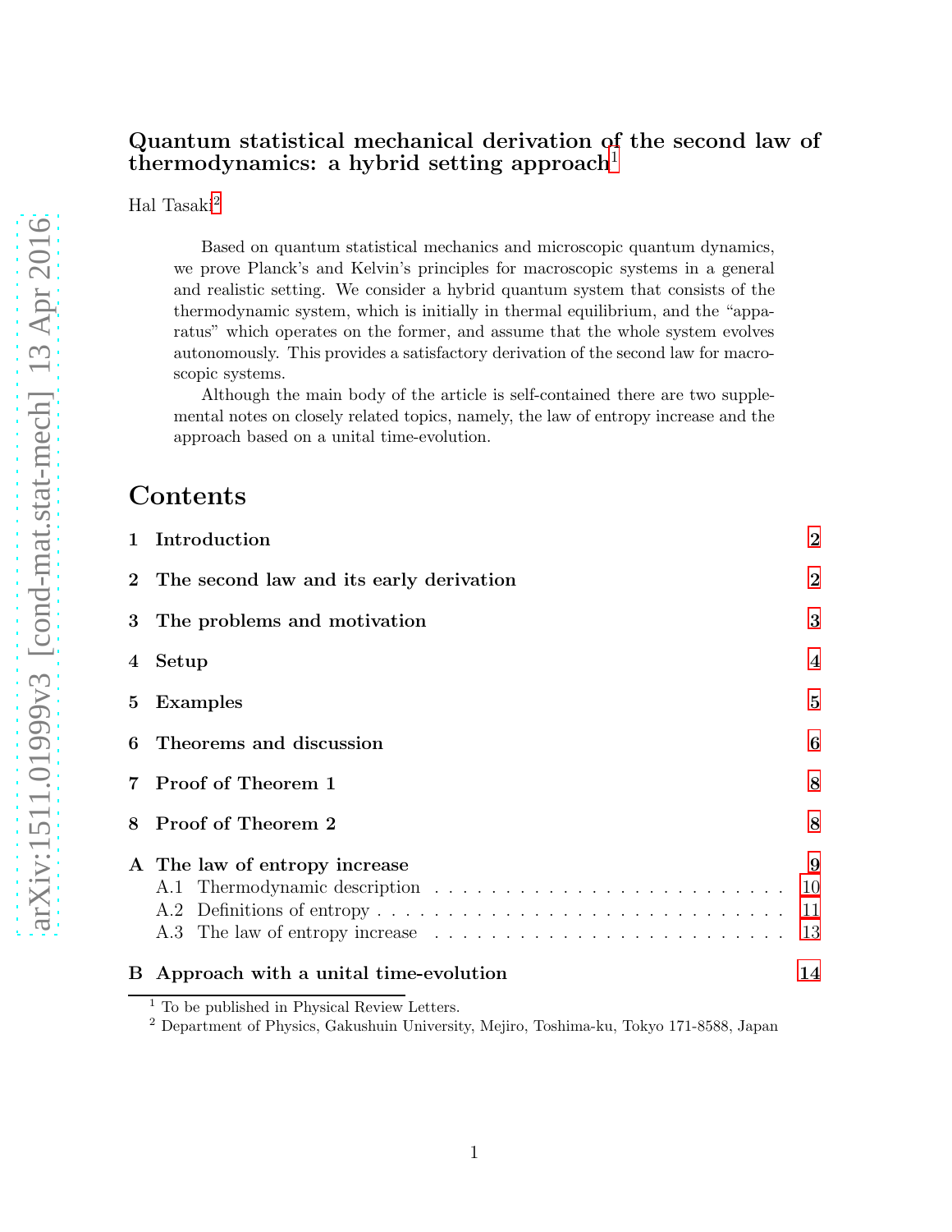# Quantum statistical mechanical derivation of the second law of thermodynamics: a hybrid setting approach[1]

Hal Tasaki[2]

> Based on quantum statistical mechanics and microscopic quantum dynamics, we prove Planck's and Kelvin's principles for macroscopic systems in a general and realistic setting. We consider a hybrid quantum system that consists of the thermodynamic system, which is initially in thermal equilibrium, and the "apparatus" which operates on the former, and assume that the whole system evolves autonomously. This provides a satisfactory derivation of the second law for macroscopic systems.
>
> Although the main body of the article is self-contained there are two supplemental notes on closely related topics, namely, the law of entropy increase and the approach based on a unital time-evolution.

## Contents

- 1 Introduction — 2
- 2 The second law and its early derivation — 2
- 3 The problems and motivation — 3
- 4 Setup — 4
- 5 Examples — 5
- 6 Theorems and discussion — 6
- 7 Proof of Theorem 1 — 8
- 8 Proof of Theorem 2 — 8
- A The law of entropy increase — 9
  - A.1 Thermodynamic description — 10
  - A.2 Definitions of entropy — 11
  - A.3 The law of entropy increase — 13
- B Approach with a unital time-evolution — 14

[1] To be published in Physical Review Letters.

[2] Department of Physics, Gakushuin University, Mejiro, Toshima-ku, Tokyo 171-8588, Japan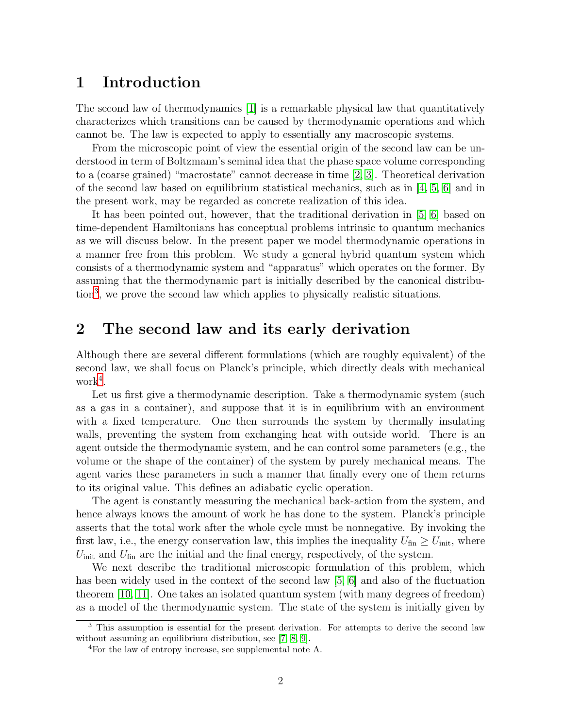# 1 Introduction

The second law of thermodynamics [1] is a remarkable physical law that quantitatively characterizes which transitions can be caused by thermodynamic operations and which cannot be. The law is expected to apply to essentially any macroscopic systems.

From the microscopic point of view the essential origin of the second law can be understood in term of Boltzmann's seminal idea that the phase space volume corresponding to a (coarse grained) "macrostate" cannot decrease in time [2, 3]. Theoretical derivation of the second law based on equilibrium statistical mechanics, such as in [4, 5, 6] and in the present work, may be regarded as concrete realization of this idea.

It has been pointed out, however, that the traditional derivation in [5, 6] based on time-dependent Hamiltonians has conceptual problems intrinsic to quantum mechanics as we will discuss below. In the present paper we model thermodynamic operations in a manner free from this problem. We study a general hybrid quantum system which consists of a thermodynamic system and "apparatus" which operates on the former. By assuming that the thermodynamic part is initially described by the canonical distribution[3], we prove the second law which applies to physically realistic situations.

# 2 The second law and its early derivation

Although there are several different formulations (which are roughly equivalent) of the second law, we shall focus on Planck's principle, which directly deals with mechanical work[4].

Let us first give a thermodynamic description. Take a thermodynamic system (such as a gas in a container), and suppose that it is in equilibrium with an environment with a fixed temperature. One then surrounds the system by thermally insulating walls, preventing the system from exchanging heat with outside world. There is an agent outside the thermodynamic system, and he can control some parameters (e.g., the volume or the shape of the container) of the system by purely mechanical means. The agent varies these parameters in such a manner that finally every one of them returns to its original value. This defines an adiabatic cyclic operation.

The agent is constantly measuring the mechanical back-action from the system, and hence always knows the amount of work he has done to the system. Planck's principle asserts that the total work after the whole cycle must be nonnegative. By invoking the first law, i.e., the energy conservation law, this implies the inequality $U_{\text{fin}} \geq U_{\text{init}}$, where $U_{\text{init}}$ and $U_{\text{fin}}$ are the initial and the final energy, respectively, of the system.

We next describe the traditional microscopic formulation of this problem, which has been widely used in the context of the second law [5, 6] and also of the fluctuation theorem [10, 11]. One takes an isolated quantum system (with many degrees of freedom) as a model of the thermodynamic system. The state of the system is initially given by

[3] This assumption is essential for the present derivation. For attempts to derive the second law without assuming an equilibrium distribution, see [7, 8, 9].

[4] For the law of entropy increase, see supplemental note A.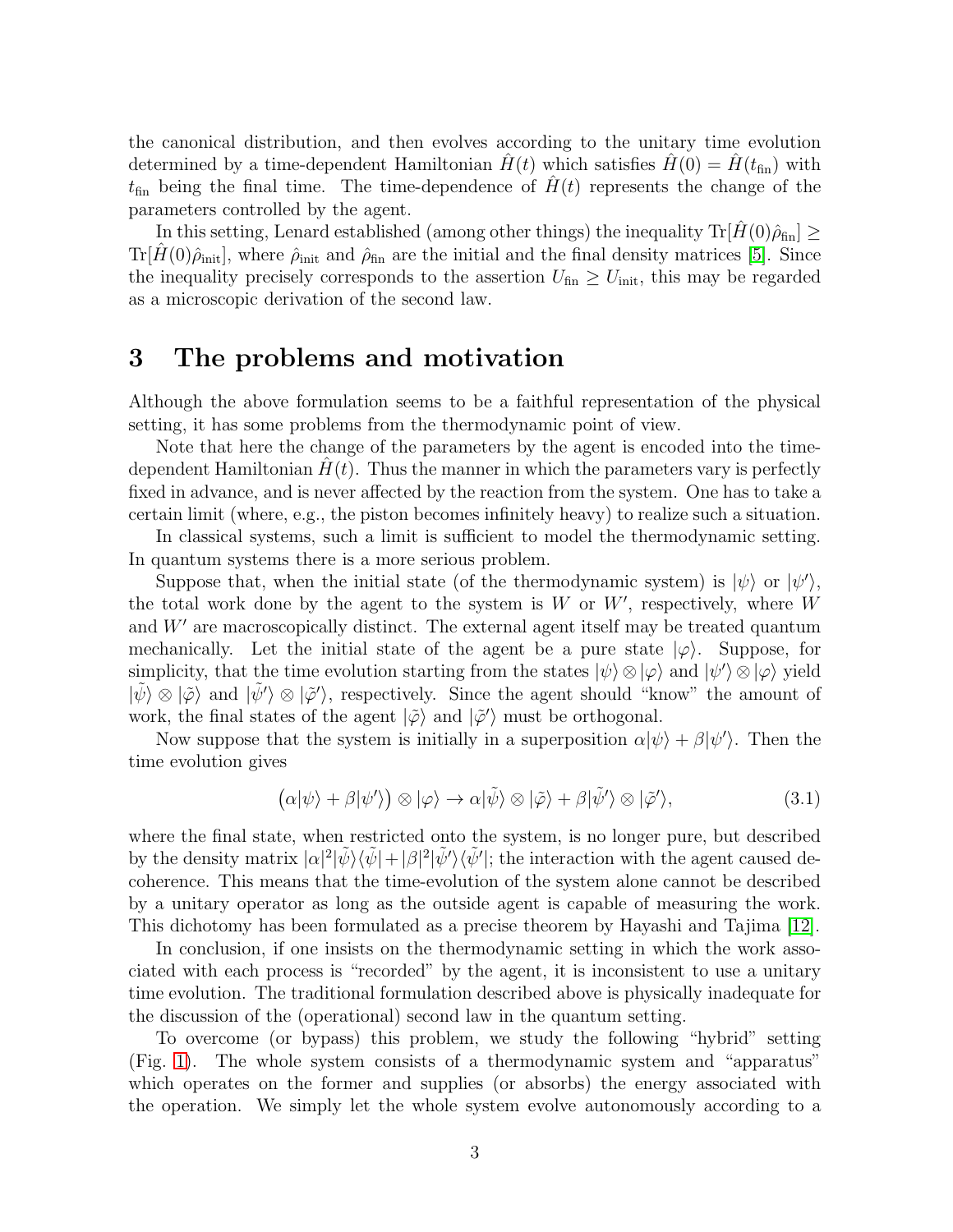the canonical distribution, and then evolves according to the unitary time evolution determined by a time-dependent Hamiltonian $\hat{H}(t)$ which satisfies $\hat{H}(0) = \hat{H}(t_{\rm fin})$ with $t_{\rm fin}$ being the final time. The time-dependence of $\hat{H}(t)$ represents the change of the parameters controlled by the agent.

In this setting, Lenard established (among other things) the inequality $\mathrm{Tr}[\hat{H}(0)\hat{\rho}_{\rm fin}] \geq \mathrm{Tr}[\hat{H}(0)\hat{\rho}_{\rm init}]$, where $\hat{\rho}_{\rm init}$ and $\hat{\rho}_{\rm fin}$ are the initial and the final density matrices [5]. Since the inequality precisely corresponds to the assertion $U_{\rm fin} \geq U_{\rm init}$, this may be regarded as a microscopic derivation of the second law.

# 3 The problems and motivation

Although the above formulation seems to be a faithful representation of the physical setting, it has some problems from the thermodynamic point of view.

Note that here the change of the parameters by the agent is encoded into the time-dependent Hamiltonian $\hat{H}(t)$. Thus the manner in which the parameters vary is perfectly fixed in advance, and is never affected by the reaction from the system. One has to take a certain limit (where, e.g., the piston becomes infinitely heavy) to realize such a situation.

In classical systems, such a limit is sufficient to model the thermodynamic setting. In quantum systems there is a more serious problem.

Suppose that, when the initial state (of the thermodynamic system) is $|\psi\rangle$ or $|\psi'\rangle$, the total work done by the agent to the system is $W$ or $W'$, respectively, where $W$ and $W'$ are macroscopically distinct. The external agent itself may be treated quantum mechanically. Let the initial state of the agent be a pure state $|\varphi\rangle$. Suppose, for simplicity, that the time evolution starting from the states $|\psi\rangle \otimes |\varphi\rangle$ and $|\psi'\rangle \otimes |\varphi\rangle$ yield $|\tilde{\psi}\rangle \otimes |\tilde{\varphi}\rangle$ and $|\tilde{\psi'}\rangle \otimes |\tilde{\varphi}'\rangle$, respectively. Since the agent should "know" the amount of work, the final states of the agent $|\tilde{\varphi}\rangle$ and $|\tilde{\varphi}'\rangle$ must be orthogonal.

Now suppose that the system is initially in a superposition $\alpha|\psi\rangle + \beta|\psi'\rangle$. Then the time evolution gives

$$\big(\alpha|\psi\rangle + \beta|\psi'\rangle\big) \otimes |\varphi\rangle \to \alpha|\tilde{\psi}\rangle \otimes |\tilde{\varphi}\rangle + \beta|\tilde{\psi'}\rangle \otimes |\tilde{\varphi}'\rangle, \tag{3.1}$$

where the final state, when restricted onto the system, is no longer pure, but described by the density matrix $|\alpha|^2|\tilde{\psi}\rangle\langle\tilde{\psi}| + |\beta|^2|\tilde{\psi'}\rangle\langle\tilde{\psi'}|$; the interaction with the agent caused decoherence. This means that the time-evolution of the system alone cannot be described by a unitary operator as long as the outside agent is capable of measuring the work. This dichotomy has been formulated as a precise theorem by Hayashi and Tajima [12].

In conclusion, if one insists on the thermodynamic setting in which the work associated with each process is "recorded" by the agent, it is inconsistent to use a unitary time evolution. The traditional formulation described above is physically inadequate for the discussion of the (operational) second law in the quantum setting.

To overcome (or bypass) this problem, we study the following "hybrid" setting (Fig. 1). The whole system consists of a thermodynamic system and "apparatus" which operates on the former and supplies (or absorbs) the energy associated with the operation. We simply let the whole system evolve autonomously according to a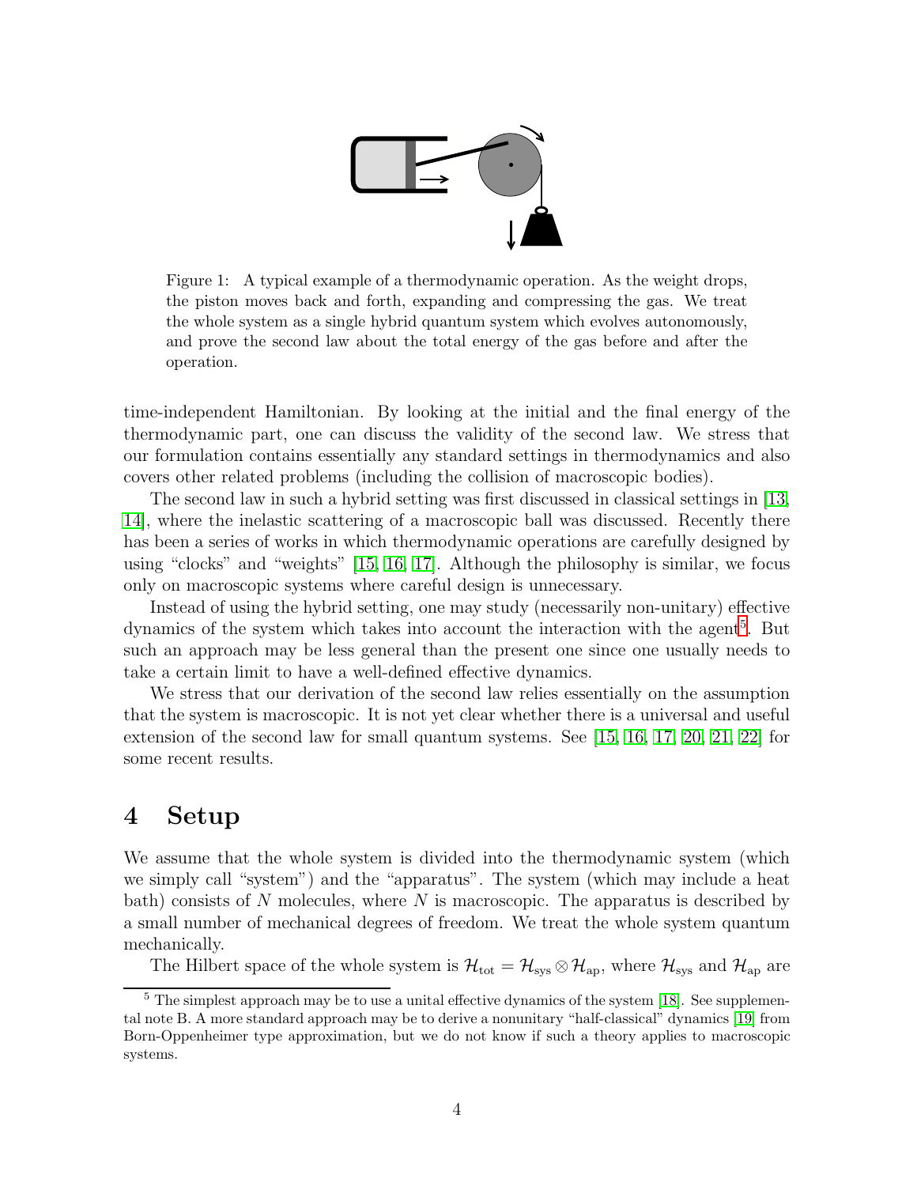Figure 1: A typical example of a thermodynamic operation. As the weight drops, the piston moves back and forth, expanding and compressing the gas. We treat the whole system as a single hybrid quantum system which evolves autonomously, and prove the second law about the total energy of the gas before and after the operation.

time-independent Hamiltonian. By looking at the initial and the final energy of the thermodynamic part, one can discuss the validity of the second law. We stress that our formulation contains essentially any standard settings in thermodynamics and also covers other related problems (including the collision of macroscopic bodies).

The second law in such a hybrid setting was first discussed in classical settings in [13, 14], where the inelastic scattering of a macroscopic ball was discussed. Recently there has been a series of works in which thermodynamic operations are carefully designed by using "clocks" and "weights" [15, 16, 17]. Although the philosophy is similar, we focus only on macroscopic systems where careful design is unnecessary.

Instead of using the hybrid setting, one may study (necessarily non-unitary) effective dynamics of the system which takes into account the interaction with the agent[5]. But such an approach may be less general than the present one since one usually needs to take a certain limit to have a well-defined effective dynamics.

We stress that our derivation of the second law relies essentially on the assumption that the system is macroscopic. It is not yet clear whether there is a universal and useful extension of the second law for small quantum systems. See [15, 16, 17, 20, 21, 22] for some recent results.

# 4 Setup

We assume that the whole system is divided into the thermodynamic system (which we simply call "system") and the "apparatus". The system (which may include a heat bath) consists of $N$ molecules, where $N$ is macroscopic. The apparatus is described by a small number of mechanical degrees of freedom. We treat the whole system quantum mechanically.

The Hilbert space of the whole system is $\mathcal{H}_{\text{tot}} = \mathcal{H}_{\text{sys}} \otimes \mathcal{H}_{\text{ap}}$, where $\mathcal{H}_{\text{sys}}$ and $\mathcal{H}_{\text{ap}}$ are

[5] The simplest approach may be to use a unital effective dynamics of the system [18]. See supplemental note B. A more standard approach may be to derive a nonunitary "half-classical" dynamics [19] from Born-Oppenheimer type approximation, but we do not know if such a theory applies to macroscopic systems.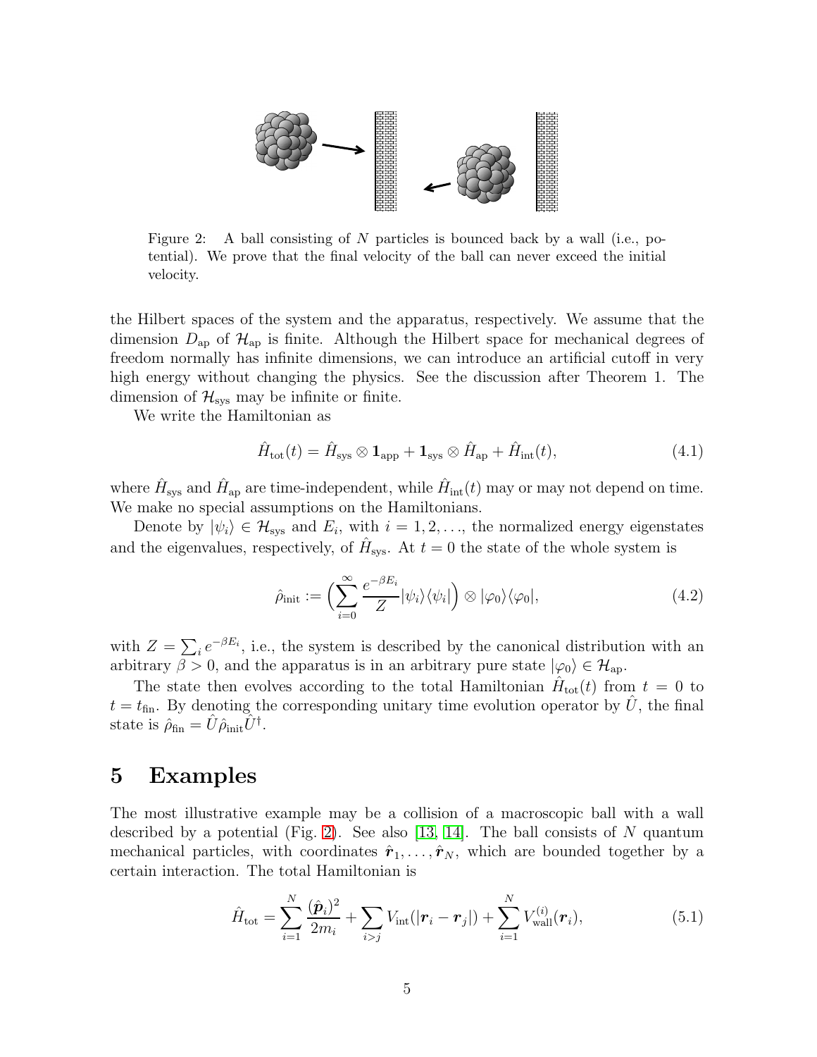Figure 2: A ball consisting of $N$ particles is bounced back by a wall (i.e., potential). We prove that the final velocity of the ball can never exceed the initial velocity.

the Hilbert spaces of the system and the apparatus, respectively. We assume that the dimension $D_{\text{ap}}$ of $\mathcal{H}_{\text{ap}}$ is finite. Although the Hilbert space for mechanical degrees of freedom normally has infinite dimensions, we can introduce an artificial cutoff in very high energy without changing the physics. See the discussion after Theorem 1. The dimension of $\mathcal{H}_{\text{sys}}$ may be infinite or finite.

We write the Hamiltonian as

$$\hat{H}_{\text{tot}}(t) = \hat{H}_{\text{sys}} \otimes \mathbf{1}_{\text{app}} + \mathbf{1}_{\text{sys}} \otimes \hat{H}_{\text{ap}} + \hat{H}_{\text{int}}(t), \tag{4.1}$$

where $\hat{H}_{\text{sys}}$ and $\hat{H}_{\text{ap}}$ are time-independent, while $\hat{H}_{\text{int}}(t)$ may or may not depend on time. We make no special assumptions on the Hamiltonians.

Denote by $|\psi_i\rangle \in \mathcal{H}_{\text{sys}}$ and $E_i$, with $i = 1, 2, \ldots$, the normalized energy eigenstates and the eigenvalues, respectively, of $\hat{H}_{\text{sys}}$. At $t = 0$ the state of the whole system is

$$\hat{\rho}_{\text{init}} := \Bigl(\sum_{i=0}^{\infty} \frac{e^{-\beta E_i}}{Z} |\psi_i\rangle\langle\psi_i|\Bigr) \otimes |\varphi_0\rangle\langle\varphi_0|, \tag{4.2}$$

with $Z = \sum_i e^{-\beta E_i}$, i.e., the system is described by the canonical distribution with an arbitrary $\beta > 0$, and the apparatus is in an arbitrary pure state $|\varphi_0\rangle \in \mathcal{H}_{\text{ap}}$.

The state then evolves according to the total Hamiltonian $\hat{H}_{\text{tot}}(t)$ from $t = 0$ to $t = t_{\text{fin}}$. By denoting the corresponding unitary time evolution operator by $\hat{U}$, the final state is $\hat{\rho}_{\text{fin}} = \hat{U}\hat{\rho}_{\text{init}}\hat{U}^{\dagger}$.

# 5 Examples

The most illustrative example may be a collision of a macroscopic ball with a wall described by a potential (Fig. 2). See also [13, 14]. The ball consists of $N$ quantum mechanical particles, with coordinates $\hat{\boldsymbol{r}}_1, \ldots, \hat{\boldsymbol{r}}_N$, which are bounded together by a certain interaction. The total Hamiltonian is

$$\hat{H}_{\text{tot}} = \sum_{i=1}^{N} \frac{(\hat{\boldsymbol{p}}_i)^2}{2m_i} + \sum_{i>j} V_{\text{int}}(|\boldsymbol{r}_i - \boldsymbol{r}_j|) + \sum_{i=1}^{N} V_{\text{wall}}^{(i)}(\boldsymbol{r}_i), \tag{5.1}$$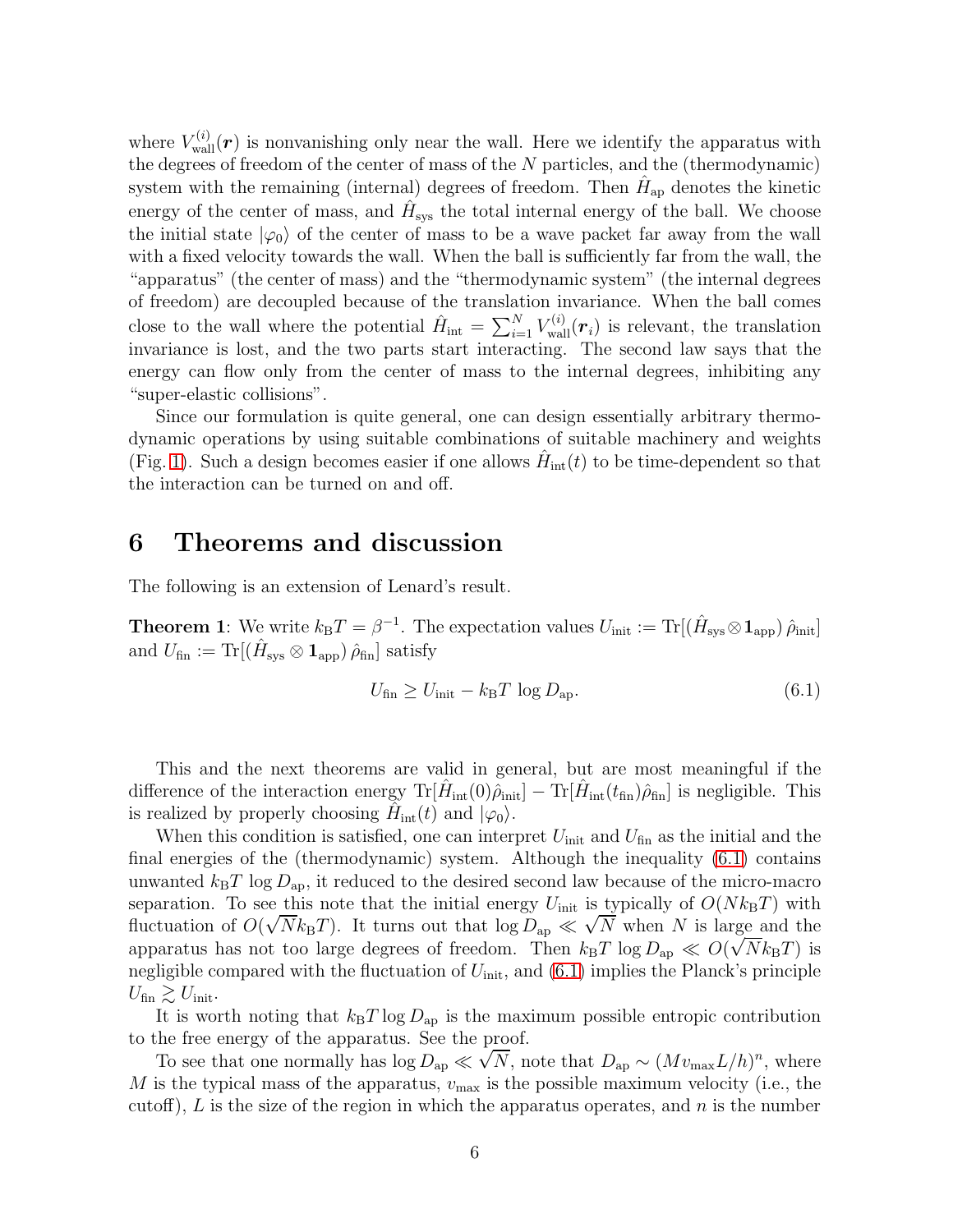where $V_{\rm wall}^{(i)}(\boldsymbol{r})$ is nonvanishing only near the wall. Here we identify the apparatus with the degrees of freedom of the center of mass of the $N$ particles, and the (thermodynamic) system with the remaining (internal) degrees of freedom. Then $\hat{H}_{\rm ap}$ denotes the kinetic energy of the center of mass, and $\hat{H}_{\rm sys}$ the total internal energy of the ball. We choose the initial state $|\varphi_0\rangle$ of the center of mass to be a wave packet far away from the wall with a fixed velocity towards the wall. When the ball is sufficiently far from the wall, the "apparatus" (the center of mass) and the "thermodynamic system" (the internal degrees of freedom) are decoupled because of the translation invariance. When the ball comes close to the wall where the potential $\hat{H}_{\rm int} = \sum_{i=1}^{N} V_{\rm wall}^{(i)}(\boldsymbol{r}_i)$ is relevant, the translation invariance is lost, and the two parts start interacting. The second law says that the energy can flow only from the center of mass to the internal degrees, inhibiting any "super-elastic collisions".

Since our formulation is quite general, one can design essentially arbitrary thermodynamic operations by using suitable combinations of suitable machinery and weights (Fig. 1). Such a design becomes easier if one allows $\hat{H}_{\rm int}(t)$ to be time-dependent so that the interaction can be turned on and off.

# 6 Theorems and discussion

The following is an extension of Lenard's result.

**Theorem 1**: We write $k_{\rm B}T = \beta^{-1}$. The expectation values $U_{\rm init} := {\rm Tr}[(\hat{H}_{\rm sys} \otimes \mathbf{1}_{\rm app})\,\hat{\rho}_{\rm init}]$ and $U_{\rm fin} := {\rm Tr}[(\hat{H}_{\rm sys} \otimes \mathbf{1}_{\rm app})\,\hat{\rho}_{\rm fin}]$ satisfy

$$U_{\rm fin} \geq U_{\rm init} - k_{\rm B}T\,\log D_{\rm ap}. \tag{6.1}$$

This and the next theorems are valid in general, but are most meaningful if the difference of the interaction energy ${\rm Tr}[\hat{H}_{\rm int}(0)\hat{\rho}_{\rm init}] - {\rm Tr}[\hat{H}_{\rm int}(t_{\rm fin})\hat{\rho}_{\rm fin}]$ is negligible. This is realized by properly choosing $\hat{H}_{\rm int}(t)$ and $|\varphi_0\rangle$.

When this condition is satisfied, one can interpret $U_{\rm init}$ and $U_{\rm fin}$ as the initial and the final energies of the (thermodynamic) system. Although the inequality (6.1) contains unwanted $k_{\rm B}T\,\log D_{\rm ap}$, it reduced to the desired second law because of the micro-macro separation. To see this note that the initial energy $U_{\rm init}$ is typically of $O(Nk_{\rm B}T)$ with fluctuation of $O(\sqrt{N}k_{\rm B}T)$. It turns out that $\log D_{\rm ap} \ll \sqrt{N}$ when $N$ is large and the apparatus has not too large degrees of freedom. Then $k_{\rm B}T\,\log D_{\rm ap} \ll O(\sqrt{N}k_{\rm B}T)$ is negligible compared with the fluctuation of $U_{\rm init}$, and (6.1) implies the Planck's principle $U_{\rm fin} \gtrsim U_{\rm init}$.

It is worth noting that $k_{\rm B}T\log D_{\rm ap}$ is the maximum possible entropic contribution to the free energy of the apparatus. See the proof.

To see that one normally has $\log D_{\rm ap} \ll \sqrt{N}$, note that $D_{\rm ap} \sim (Mv_{\rm max}L/h)^n$, where $M$ is the typical mass of the apparatus, $v_{\rm max}$ is the possible maximum velocity (i.e., the cutoff), $L$ is the size of the region in which the apparatus operates, and $n$ is the number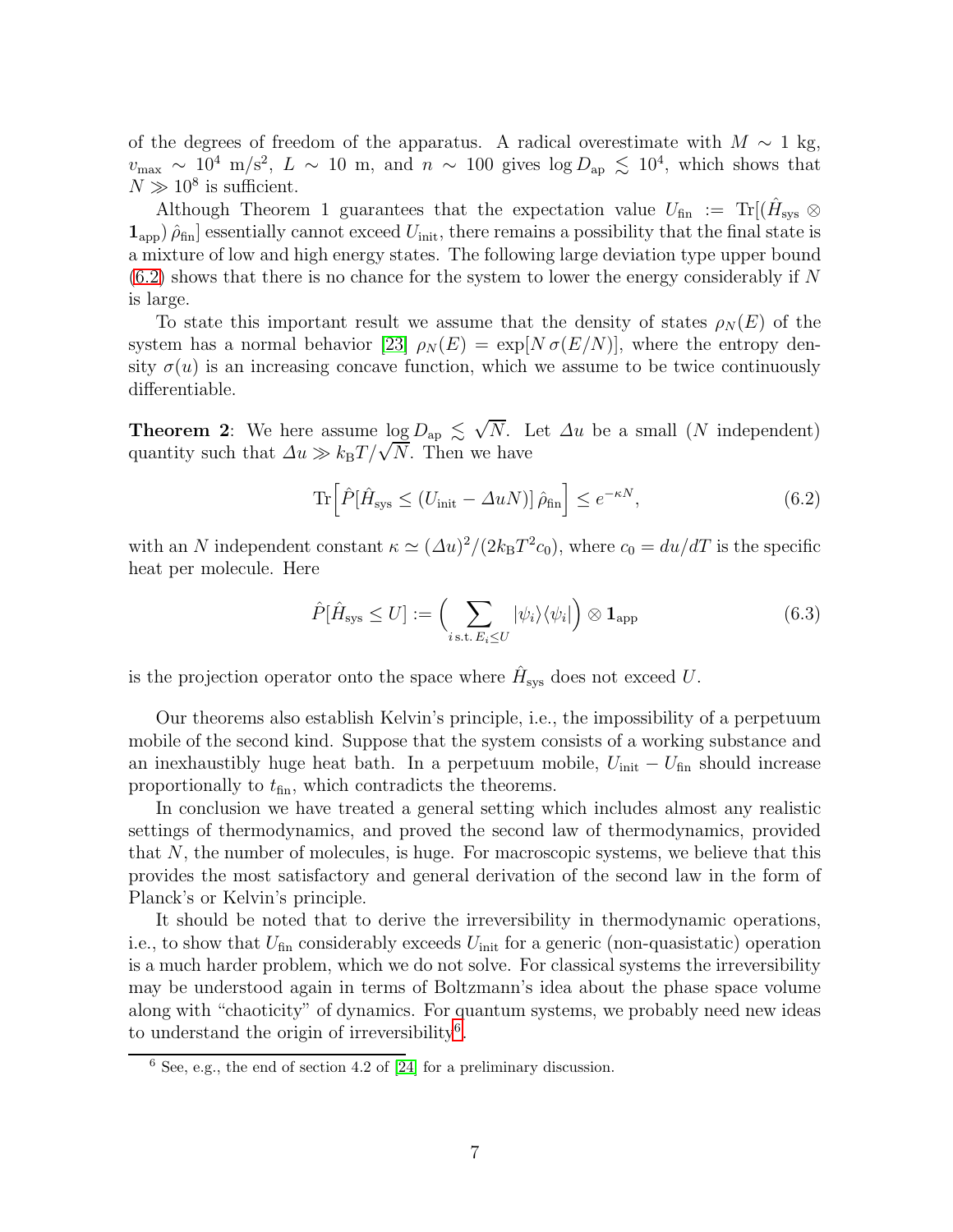of the degrees of freedom of the apparatus. A radical overestimate with $M \sim 1$ kg, $v_{\max} \sim 10^4$ m/s$^2$, $L \sim 10$ m, and $n \sim 100$ gives $\log D_{\rm ap} \lesssim 10^4$, which shows that $N \gg 10^8$ is sufficient.

Although Theorem 1 guarantees that the expectation value $U_{\rm fin} := {\rm Tr}[(\hat{H}_{\rm sys} \otimes \mathbf{1}_{\rm app})\,\hat{\rho}_{\rm fin}]$ essentially cannot exceed $U_{\rm init}$, there remains a possibility that the final state is a mixture of low and high energy states. The following large deviation type upper bound (6.2) shows that there is no chance for the system to lower the energy considerably if $N$ is large.

To state this important result we assume that the density of states $\rho_N(E)$ of the system has a normal behavior [23] $\rho_N(E) = \exp[N\,\sigma(E/N)]$, where the entropy density $\sigma(u)$ is an increasing concave function, which we assume to be twice continuously differentiable.

**Theorem 2**: We here assume $\log D_{\rm ap} \lesssim \sqrt{N}$. Let $\varDelta u$ be a small ($N$ independent) quantity such that $\varDelta u \gg k_{\rm B}T/\sqrt{N}$. Then we have

$$
{\rm Tr}\Big[\hat{P}[\hat{H}_{\rm sys} \le (U_{\rm init} - \varDelta u N)]\,\hat{\rho}_{\rm fin}\Big] \le e^{-\kappa N}, \tag{6.2}
$$

with an $N$ independent constant $\kappa \simeq (\varDelta u)^2/(2k_{\rm B}T^2 c_0)$, where $c_0 = du/dT$ is the specific heat per molecule. Here

$$
\hat{P}[\hat{H}_{\rm sys} \le U] := \Big(\sum_{i\,{\rm s.t.}\,E_i \le U} |\psi_i\rangle\langle\psi_i|\Big) \otimes \mathbf{1}_{\rm app} \tag{6.3}
$$

is the projection operator onto the space where $\hat{H}_{\rm sys}$ does not exceed $U$.

Our theorems also establish Kelvin's principle, i.e., the impossibility of a perpetuum mobile of the second kind. Suppose that the system consists of a working substance and an inexhaustibly huge heat bath. In a perpetuum mobile, $U_{\rm init} - U_{\rm fin}$ should increase proportionally to $t_{\rm fin}$, which contradicts the theorems.

In conclusion we have treated a general setting which includes almost any realistic settings of thermodynamics, and proved the second law of thermodynamics, provided that $N$, the number of molecules, is huge. For macroscopic systems, we believe that this provides the most satisfactory and general derivation of the second law in the form of Planck's or Kelvin's principle.

It should be noted that to derive the irreversibility in thermodynamic operations, i.e., to show that $U_{\rm fin}$ considerably exceeds $U_{\rm init}$ for a generic (non-quasistatic) operation is a much harder problem, which we do not solve. For classical systems the irreversibility may be understood again in terms of Boltzmann's idea about the phase space volume along with "chaoticity" of dynamics. For quantum systems, we probably need new ideas to understand the origin of irreversibility[6].

[6] See, e.g., the end of section 4.2 of [24] for a preliminary discussion.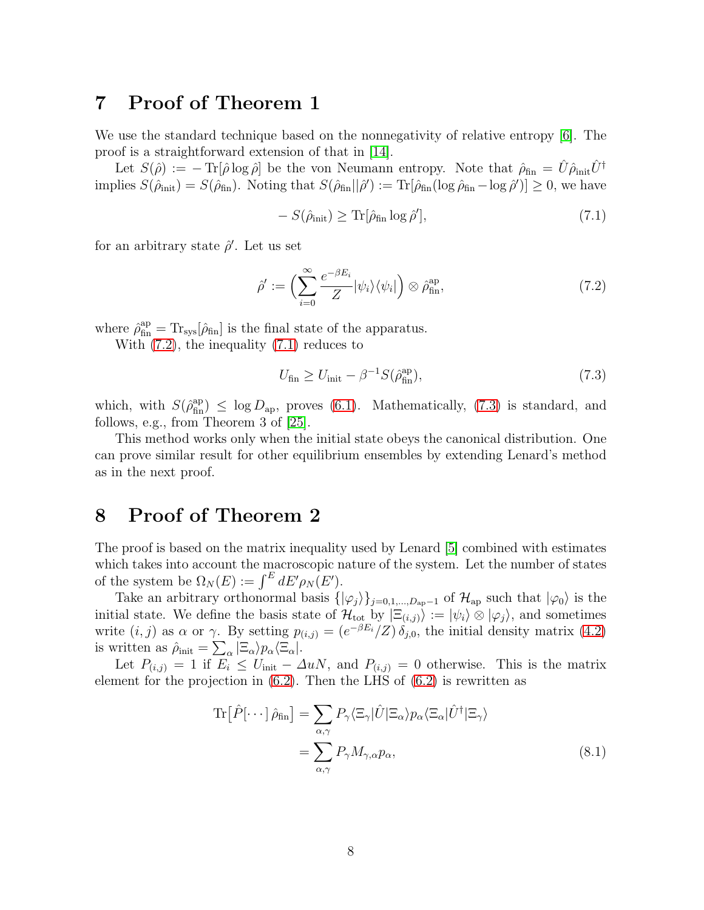# 7 Proof of Theorem 1

We use the standard technique based on the nonnegativity of relative entropy [6]. The proof is a straightforward extension of that in [14].

Let $S(\hat{\rho}) := -\mathrm{Tr}[\hat{\rho}\log\hat{\rho}]$ be the von Neumann entropy. Note that $\hat{\rho}_{\mathrm{fin}} = \hat{U}\hat{\rho}_{\mathrm{init}}\hat{U}^{\dagger}$ implies $S(\hat{\rho}_{\mathrm{init}}) = S(\hat{\rho}_{\mathrm{fin}})$. Noting that $S(\hat{\rho}_{\mathrm{fin}}||\hat{\rho}') := \mathrm{Tr}[\hat{\rho}_{\mathrm{fin}}(\log\hat{\rho}_{\mathrm{fin}} - \log\hat{\rho}')] \geq 0$, we have

$$-S(\hat{\rho}_{\mathrm{init}}) \geq \mathrm{Tr}[\hat{\rho}_{\mathrm{fin}}\log\hat{\rho}'], \tag{7.1}$$

for an arbitrary state $\hat{\rho}'$. Let us set

$$\hat{\rho}' := \Bigl(\sum_{i=0}^{\infty}\frac{e^{-\beta E_i}}{Z}|\psi_i\rangle\langle\psi_i|\Bigr)\otimes\hat{\rho}^{\mathrm{ap}}_{\mathrm{fin}}, \tag{7.2}$$

where $\hat{\rho}^{\mathrm{ap}}_{\mathrm{fin}} = \mathrm{Tr}_{\mathrm{sys}}[\hat{\rho}_{\mathrm{fin}}]$ is the final state of the apparatus.

With (7.2), the inequality (7.1) reduces to

$$U_{\mathrm{fin}} \geq U_{\mathrm{init}} - \beta^{-1}S(\hat{\rho}^{\mathrm{ap}}_{\mathrm{fin}}), \tag{7.3}$$

which, with $S(\hat{\rho}^{\mathrm{ap}}_{\mathrm{fin}}) \leq \log D_{\mathrm{ap}}$, proves (6.1). Mathematically, (7.3) is standard, and follows, e.g., from Theorem 3 of [25].

This method works only when the initial state obeys the canonical distribution. One can prove similar result for other equilibrium ensembles by extending Lenard's method as in the next proof.

# 8 Proof of Theorem 2

The proof is based on the matrix inequality used by Lenard [5] combined with estimates which takes into account the macroscopic nature of the system. Let the number of states of the system be $\Omega_N(E) := \int^E dE'\rho_N(E')$.

Take an arbitrary orthonormal basis $\{|\varphi_j\rangle\}_{j=0,1,\ldots,D_{\mathrm{ap}}-1}$ of $\mathcal{H}_{\mathrm{ap}}$ such that $|\varphi_0\rangle$ is the initial state. We define the basis state of $\mathcal{H}_{\mathrm{tot}}$ by $|\Xi_{(i,j)}\rangle := |\psi_i\rangle\otimes|\varphi_j\rangle$, and sometimes write $(i,j)$ as $\alpha$ or $\gamma$. By setting $p_{(i,j)} = (e^{-\beta E_i}/Z)\,\delta_{j,0}$, the initial density matrix (4.2) is written as $\hat{\rho}_{\mathrm{init}} = \sum_{\alpha}|\Xi_{\alpha}\rangle p_{\alpha}\langle\Xi_{\alpha}|$.

Let $P_{(i,j)} = 1$ if $E_i \leq U_{\mathrm{init}} - \Delta u N$, and $P_{(i,j)} = 0$ otherwise. This is the matrix element for the projection in (6.2). Then the LHS of (6.2) is rewritten as

$$\begin{aligned}\mathrm{Tr}\bigl[\hat{P}[\cdots]\,\hat{\rho}_{\mathrm{fin}}\bigr] &= \sum_{\alpha,\gamma}P_{\gamma}\langle\Xi_{\gamma}|\hat{U}|\Xi_{\alpha}\rangle p_{\alpha}\langle\Xi_{\alpha}|\hat{U}^{\dagger}|\Xi_{\gamma}\rangle\\ &= \sum_{\alpha,\gamma}P_{\gamma}M_{\gamma,\alpha}p_{\alpha},\end{aligned} \tag{8.1}$$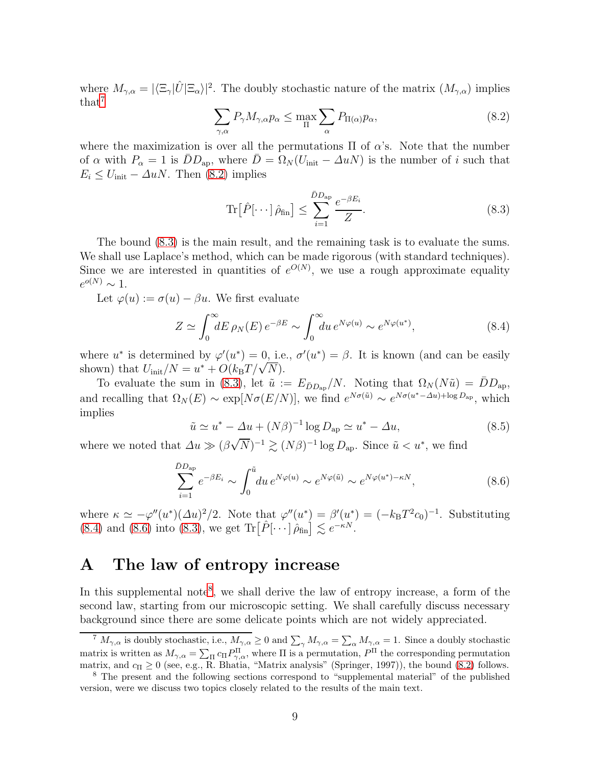where $M_{\gamma,\alpha} = |\langle \Xi_\gamma | \hat{U} | \Xi_\alpha \rangle|^2$. The doubly stochastic nature of the matrix $(M_{\gamma,\alpha})$ implies that[7]

$$\sum_{\gamma,\alpha} P_\gamma M_{\gamma,\alpha} p_\alpha \le \max_{\Pi} \sum_{\alpha} P_{\Pi(\alpha)} p_\alpha, \tag{8.2}$$

where the maximization is over all the permutations $\Pi$ of $\alpha$'s. Note that the number of $\alpha$ with $P_\alpha = 1$ is $\bar{D} D_{\mathrm{ap}}$, where $\bar{D} = \Omega_N(U_{\mathrm{init}} - \Delta u N)$ is the number of $i$ such that $E_i \le U_{\mathrm{init}} - \Delta u N$. Then (8.2) implies

$$\mathrm{Tr}\big[\hat{P}[\cdots]\,\hat{\rho}_{\mathrm{fin}}\big] \le \sum_{i=1}^{\bar{D} D_{\mathrm{ap}}} \frac{e^{-\beta E_i}}{Z}. \tag{8.3}$$

The bound (8.3) is the main result, and the remaining task is to evaluate the sums. We shall use Laplace's method, which can be made rigorous (with standard techniques). Since we are interested in quantities of $e^{O(N)}$, we use a rough approximate equality $e^{o(N)} \sim 1$.

Let $\varphi(u) := \sigma(u) - \beta u$. We first evaluate

$$Z \simeq \int_0^\infty dE\, \rho_N(E)\, e^{-\beta E} \sim \int_0^\infty du\, e^{N\varphi(u)} \sim e^{N\varphi(u^*)}, \tag{8.4}$$

where $u^*$ is determined by $\varphi'(u^*) = 0$, i.e., $\sigma'(u^*) = \beta$. It is known (and can be easily shown) that $U_{\mathrm{init}}/N = u^* + O(k_{\mathrm{B}} T/\sqrt{N})$.

To evaluate the sum in (8.3), let $\tilde{u} := E_{\bar{D} D_{\mathrm{ap}}}/N$. Noting that $\Omega_N(N\tilde{u}) = \bar{D} D_{\mathrm{ap}}$, and recalling that $\Omega_N(E) \sim \exp[N\sigma(E/N)]$, we find $e^{N\sigma(\tilde{u})} \sim e^{N\sigma(u^* - \Delta u) + \log D_{\mathrm{ap}}}$, which implies

$$\tilde{u} \simeq u^* - \Delta u + (N\beta)^{-1} \log D_{\mathrm{ap}} \simeq u^* - \Delta u, \tag{8.5}$$

where we noted that $\Delta u \gg (\beta\sqrt{N})^{-1} \gtrsim (N\beta)^{-1} \log D_{\mathrm{ap}}$. Since $\tilde{u} < u^*$, we find

$$\sum_{i=1}^{\bar{D} D_{\mathrm{ap}}} e^{-\beta E_i} \sim \int_0^{\tilde{u}} du\, e^{N\varphi(u)} \sim e^{N\varphi(\tilde{u})} \sim e^{N\varphi(u^*) - \kappa N}, \tag{8.6}$$

where $\kappa \simeq -\varphi''(u^*)(\Delta u)^2/2$. Note that $\varphi''(u^*) = \beta'(u^*) = (-k_{\mathrm{B}} T^2 c_0)^{-1}$. Substituting (8.4) and (8.6) into (8.3), we get $\mathrm{Tr}\big[\hat{P}[\cdots]\,\hat{\rho}_{\mathrm{fin}}\big] \lesssim e^{-\kappa N}$.

# A The law of entropy increase

In this supplemental note[8], we shall derive the law of entropy increase, a form of the second law, starting from our microscopic setting. We shall carefully discuss necessary background since there are some delicate points which are not widely appreciated.

---

[7] $M_{\gamma,\alpha}$ is doubly stochastic, i.e., $M_{\gamma,\alpha} \ge 0$ and $\sum_\gamma M_{\gamma,\alpha} = \sum_\alpha M_{\gamma,\alpha} = 1$. Since a doubly stochastic matrix is written as $M_{\gamma,\alpha} = \sum_\Pi c_\Pi P^\Pi_{\gamma,\alpha}$, where $\Pi$ is a permutation, $P^\Pi$ the corresponding permutation matrix, and $c_\Pi \ge 0$ (see, e.g., R. Bhatia, "Matrix analysis" (Springer, 1997)), the bound (8.2) follows.

[8] The present and the following sections correspond to "supplemental material" of the published version, were we discuss two topics closely related to the results of the main text.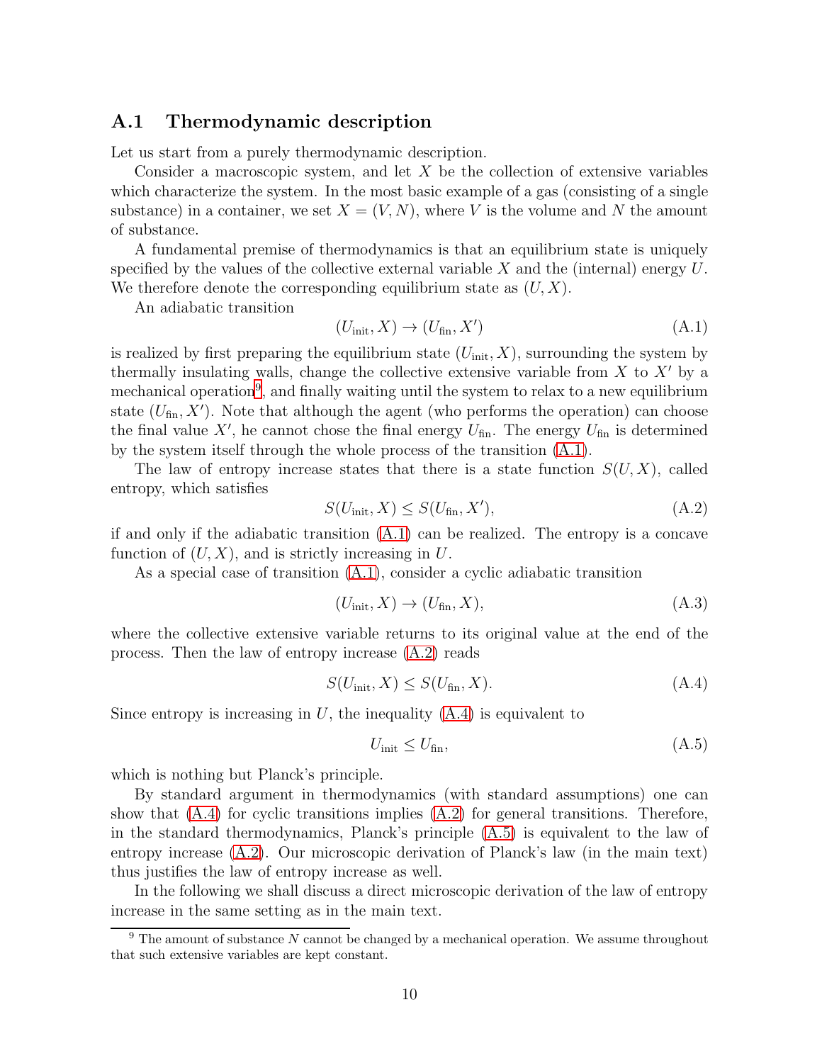## A.1 Thermodynamic description

Let us start from a purely thermodynamic description.

Consider a macroscopic system, and let $X$ be the collection of extensive variables which characterize the system. In the most basic example of a gas (consisting of a single substance) in a container, we set $X = (V, N)$, where $V$ is the volume and $N$ the amount of substance.

A fundamental premise of thermodynamics is that an equilibrium state is uniquely specified by the values of the collective external variable $X$ and the (internal) energy $U$. We therefore denote the corresponding equilibrium state as $(U, X)$.

An adiabatic transition

$$(U_{\text{init}}, X) \to (U_{\text{fin}}, X') \tag{A.1}$$

is realized by first preparing the equilibrium state $(U_{\text{init}}, X)$, surrounding the system by thermally insulating walls, change the collective extensive variable from $X$ to $X'$ by a mechanical operation[9], and finally waiting until the system to relax to a new equilibrium state $(U_{\text{fin}}, X')$. Note that although the agent (who performs the operation) can choose the final value $X'$, he cannot chose the final energy $U_{\text{fin}}$. The energy $U_{\text{fin}}$ is determined by the system itself through the whole process of the transition (A.1).

The law of entropy increase states that there is a state function $S(U, X)$, called entropy, which satisfies

$$S(U_{\text{init}}, X) \leq S(U_{\text{fin}}, X'), \tag{A.2}$$

if and only if the adiabatic transition (A.1) can be realized. The entropy is a concave function of $(U, X)$, and is strictly increasing in $U$.

As a special case of transition (A.1), consider a cyclic adiabatic transition

$$(U_{\text{init}}, X) \to (U_{\text{fin}}, X), \tag{A.3}$$

where the collective extensive variable returns to its original value at the end of the process. Then the law of entropy increase (A.2) reads

$$S(U_{\text{init}}, X) \leq S(U_{\text{fin}}, X). \tag{A.4}$$

Since entropy is increasing in $U$, the inequality (A.4) is equivalent to

$$U_{\text{init}} \leq U_{\text{fin}}, \tag{A.5}$$

which is nothing but Planck's principle.

By standard argument in thermodynamics (with standard assumptions) one can show that (A.4) for cyclic transitions implies (A.2) for general transitions. Therefore, in the standard thermodynamics, Planck's principle (A.5) is equivalent to the law of entropy increase (A.2). Our microscopic derivation of Planck's law (in the main text) thus justifies the law of entropy increase as well.

In the following we shall discuss a direct microscopic derivation of the law of entropy increase in the same setting as in the main text.

[9] The amount of substance $N$ cannot be changed by a mechanical operation. We assume throughout that such extensive variables are kept constant.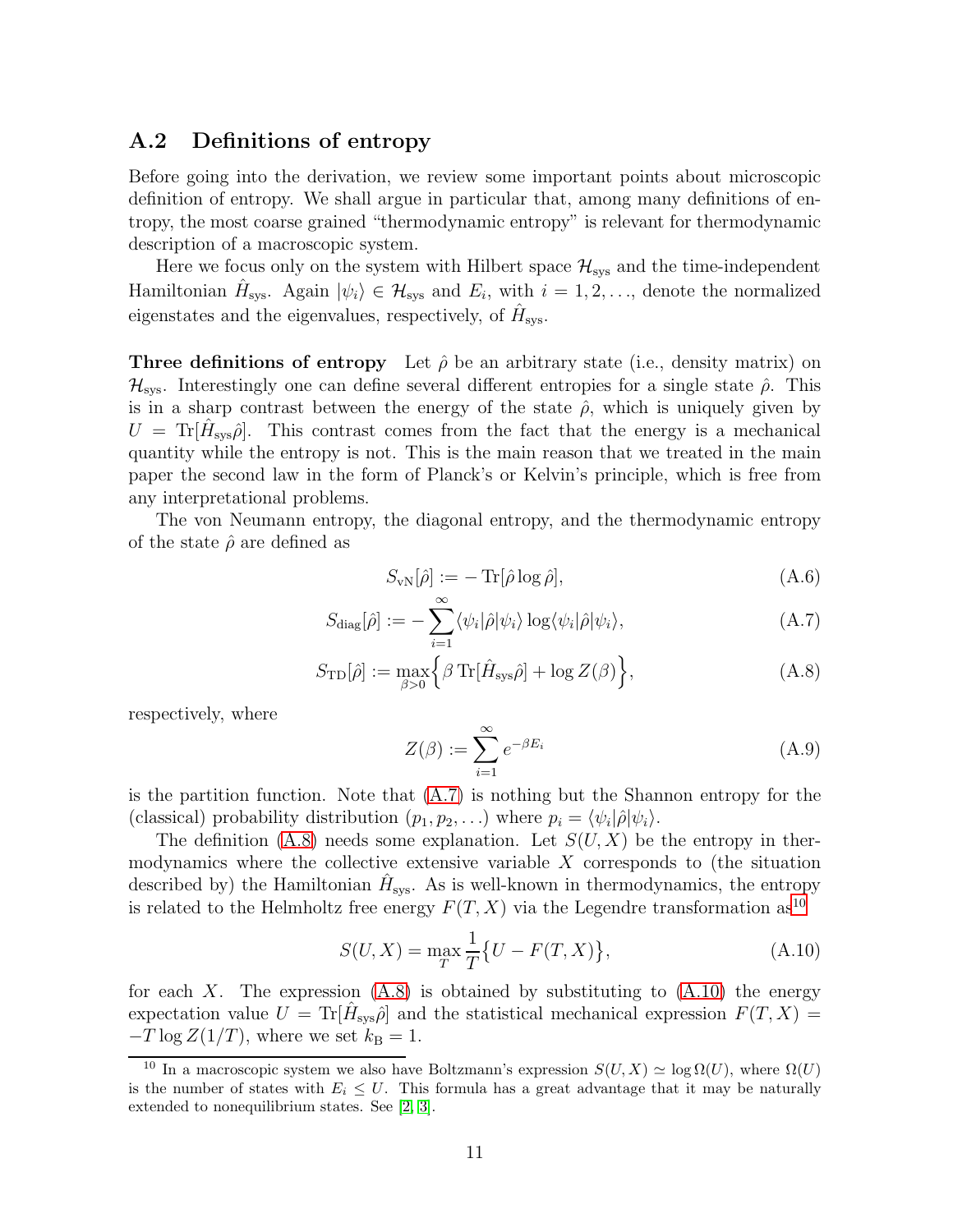## A.2 Definitions of entropy

Before going into the derivation, we review some important points about microscopic definition of entropy. We shall argue in particular that, among many definitions of entropy, the most coarse grained "thermodynamic entropy" is relevant for thermodynamic description of a macroscopic system.

Here we focus only on the system with Hilbert space $\mathcal{H}_{\rm sys}$ and the time-independent Hamiltonian $\hat{H}_{\rm sys}$. Again $|\psi_i\rangle \in \mathcal{H}_{\rm sys}$ and $E_i$, with $i = 1, 2, \ldots$, denote the normalized eigenstates and the eigenvalues, respectively, of $\hat{H}_{\rm sys}$.

**Three definitions of entropy** Let $\hat{\rho}$ be an arbitrary state (i.e., density matrix) on $\mathcal{H}_{\rm sys}$. Interestingly one can define several different entropies for a single state $\hat{\rho}$. This is in a sharp contrast between the energy of the state $\hat{\rho}$, which is uniquely given by $U = \mathrm{Tr}[\hat{H}_{\rm sys}\hat{\rho}]$. This contrast comes from the fact that the energy is a mechanical quantity while the entropy is not. This is the main reason that we treated in the main paper the second law in the form of Planck's or Kelvin's principle, which is free from any interpretational problems.

The von Neumann entropy, the diagonal entropy, and the thermodynamic entropy of the state $\hat{\rho}$ are defined as

$$S_{\rm vN}[\hat{\rho}] := -\,\mathrm{Tr}[\hat{\rho}\log\hat{\rho}], \tag{A.6}$$

$$S_{\rm diag}[\hat{\rho}] := -\sum_{i=1}^{\infty}\langle\psi_i|\hat{\rho}|\psi_i\rangle\log\langle\psi_i|\hat{\rho}|\psi_i\rangle, \tag{A.7}$$

$$S_{\rm TD}[\hat{\rho}] := \max_{\beta>0}\Bigl\{\beta\,\mathrm{Tr}[\hat{H}_{\rm sys}\hat{\rho}] + \log Z(\beta)\Bigr\}, \tag{A.8}$$

respectively, where

$$Z(\beta) := \sum_{i=1}^{\infty} e^{-\beta E_i} \tag{A.9}$$

is the partition function. Note that (A.7) is nothing but the Shannon entropy for the (classical) probability distribution $(p_1, p_2, \ldots)$ where $p_i = \langle\psi_i|\hat{\rho}|\psi_i\rangle$.

The definition (A.8) needs some explanation. Let $S(U, X)$ be the entropy in thermodynamics where the collective extensive variable $X$ corresponds to (the situation described by) the Hamiltonian $\hat{H}_{\rm sys}$. As is well-known in thermodynamics, the entropy is related to the Helmholtz free energy $F(T, X)$ via the Legendre transformation as[10]

$$S(U, X) = \max_{T}\frac{1}{T}\bigl\{U - F(T, X)\bigr\}, \tag{A.10}$$

for each $X$. The expression (A.8) is obtained by substituting to (A.10) the energy expectation value $U = \mathrm{Tr}[\hat{H}_{\rm sys}\hat{\rho}]$ and the statistical mechanical expression $F(T, X) = -T\log Z(1/T)$, where we set $k_{\rm B} = 1$.

---

[10] In a macroscopic system we also have Boltzmann's expression $S(U, X) \simeq \log\Omega(U)$, where $\Omega(U)$ is the number of states with $E_i \leq U$. This formula has a great advantage that it may be naturally extended to nonequilibrium states. See [2, 3].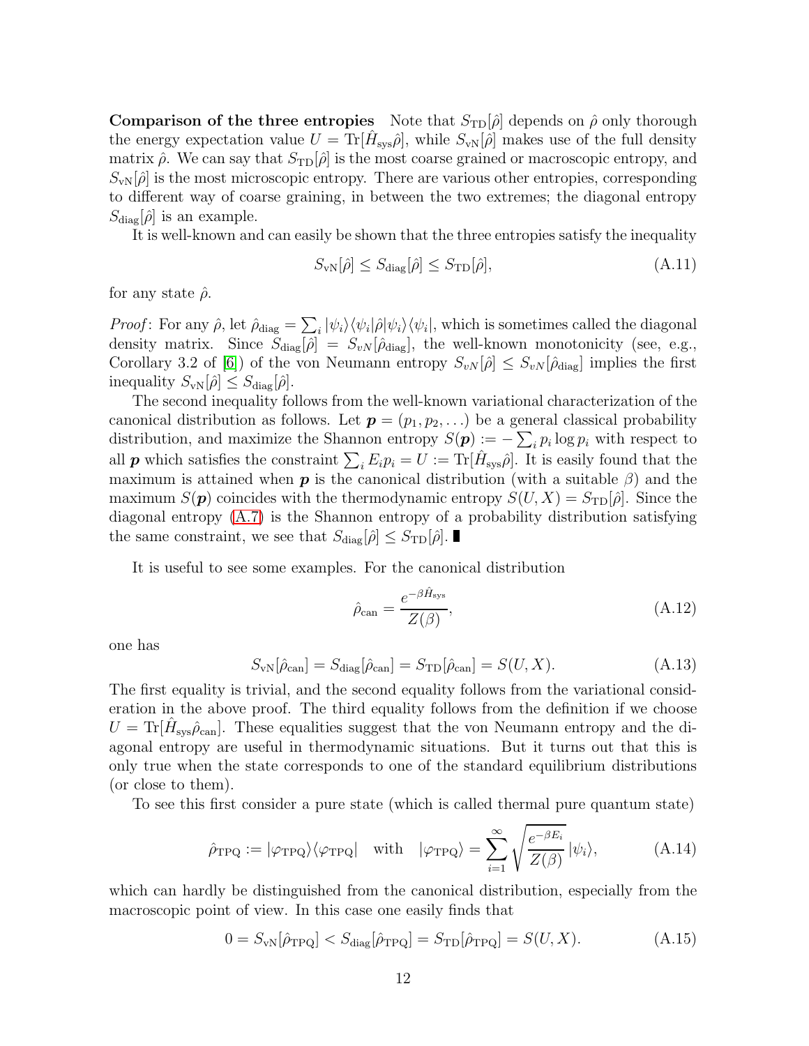**Comparison of the three entropies** Note that $S_{\rm TD}[\hat{\rho}]$ depends on $\hat{\rho}$ only thorough the energy expectation value $U = \mathrm{Tr}[\hat{H}_{\rm sys}\hat{\rho}]$, while $S_{\rm vN}[\hat{\rho}]$ makes use of the full density matrix $\hat{\rho}$. We can say that $S_{\rm TD}[\hat{\rho}]$ is the most coarse grained or macroscopic entropy, and $S_{\rm vN}[\hat{\rho}]$ is the most microscopic entropy. There are various other entropies, corresponding to different way of coarse graining, in between the two extremes; the diagonal entropy $S_{\rm diag}[\hat{\rho}]$ is an example.

It is well-known and can easily be shown that the three entropies satisfy the inequality

$$S_{\rm vN}[\hat{\rho}] \le S_{\rm diag}[\hat{\rho}] \le S_{\rm TD}[\hat{\rho}], \tag{A.11}$$

for any state $\hat{\rho}$.

*Proof*: For any $\hat{\rho}$, let $\hat{\rho}_{\rm diag} = \sum_i |\psi_i\rangle\langle\psi_i|\hat{\rho}|\psi_i\rangle\langle\psi_i|$, which is sometimes called the diagonal density matrix. Since $S_{\rm diag}[\hat{\rho}] = S_{vN}[\hat{\rho}_{\rm diag}]$, the well-known monotonicity (see, e.g., Corollary 3.2 of [6]) of the von Neumann entropy $S_{vN}[\hat{\rho}] \le S_{vN}[\hat{\rho}_{\rm diag}]$ implies the first inequality $S_{\rm vN}[\hat{\rho}] \le S_{\rm diag}[\hat{\rho}]$.

The second inequality follows from the well-known variational characterization of the canonical distribution as follows. Let $\boldsymbol{p} = (p_1, p_2, \ldots)$ be a general classical probability distribution, and maximize the Shannon entropy $S(\boldsymbol{p}) := -\sum_i p_i \log p_i$ with respect to all $\boldsymbol{p}$ which satisfies the constraint $\sum_i E_i p_i = U := \mathrm{Tr}[\hat{H}_{\rm sys}\hat{\rho}]$. It is easily found that the maximum is attained when $\boldsymbol{p}$ is the canonical distribution (with a suitable $\beta$) and the maximum $S(\boldsymbol{p})$ coincides with the thermodynamic entropy $S(U, X) = S_{\rm TD}[\hat{\rho}]$. Since the diagonal entropy (A.7) is the Shannon entropy of a probability distribution satisfying the same constraint, we see that $S_{\rm diag}[\hat{\rho}] \le S_{\rm TD}[\hat{\rho}]$. ∎

It is useful to see some examples. For the canonical distribution

$$\hat{\rho}_{\rm can} = \frac{e^{-\beta \hat{H}_{\rm sys}}}{Z(\beta)}, \tag{A.12}$$

one has

$$S_{\rm vN}[\hat{\rho}_{\rm can}] = S_{\rm diag}[\hat{\rho}_{\rm can}] = S_{\rm TD}[\hat{\rho}_{\rm can}] = S(U, X). \tag{A.13}$$

The first equality is trivial, and the second equality follows from the variational consideration in the above proof. The third equality follows from the definition if we choose $U = \mathrm{Tr}[\hat{H}_{\rm sys}\hat{\rho}_{\rm can}]$. These equalities suggest that the von Neumann entropy and the diagonal entropy are useful in thermodynamic situations. But it turns out that this is only true when the state corresponds to one of the standard equilibrium distributions (or close to them).

To see this first consider a pure state (which is called thermal pure quantum state)

$$\hat{\rho}_{\rm TPQ} := |\varphi_{\rm TPQ}\rangle\langle\varphi_{\rm TPQ}| \quad \text{with} \quad |\varphi_{\rm TPQ}\rangle = \sum_{i=1}^{\infty} \sqrt{\frac{e^{-\beta E_i}}{Z(\beta)}}\, |\psi_i\rangle, \tag{A.14}$$

which can hardly be distinguished from the canonical distribution, especially from the macroscopic point of view. In this case one easily finds that

$$0 = S_{\rm vN}[\hat{\rho}_{\rm TPQ}] < S_{\rm diag}[\hat{\rho}_{\rm TPQ}] = S_{\rm TD}[\hat{\rho}_{\rm TPQ}] = S(U, X). \tag{A.15}$$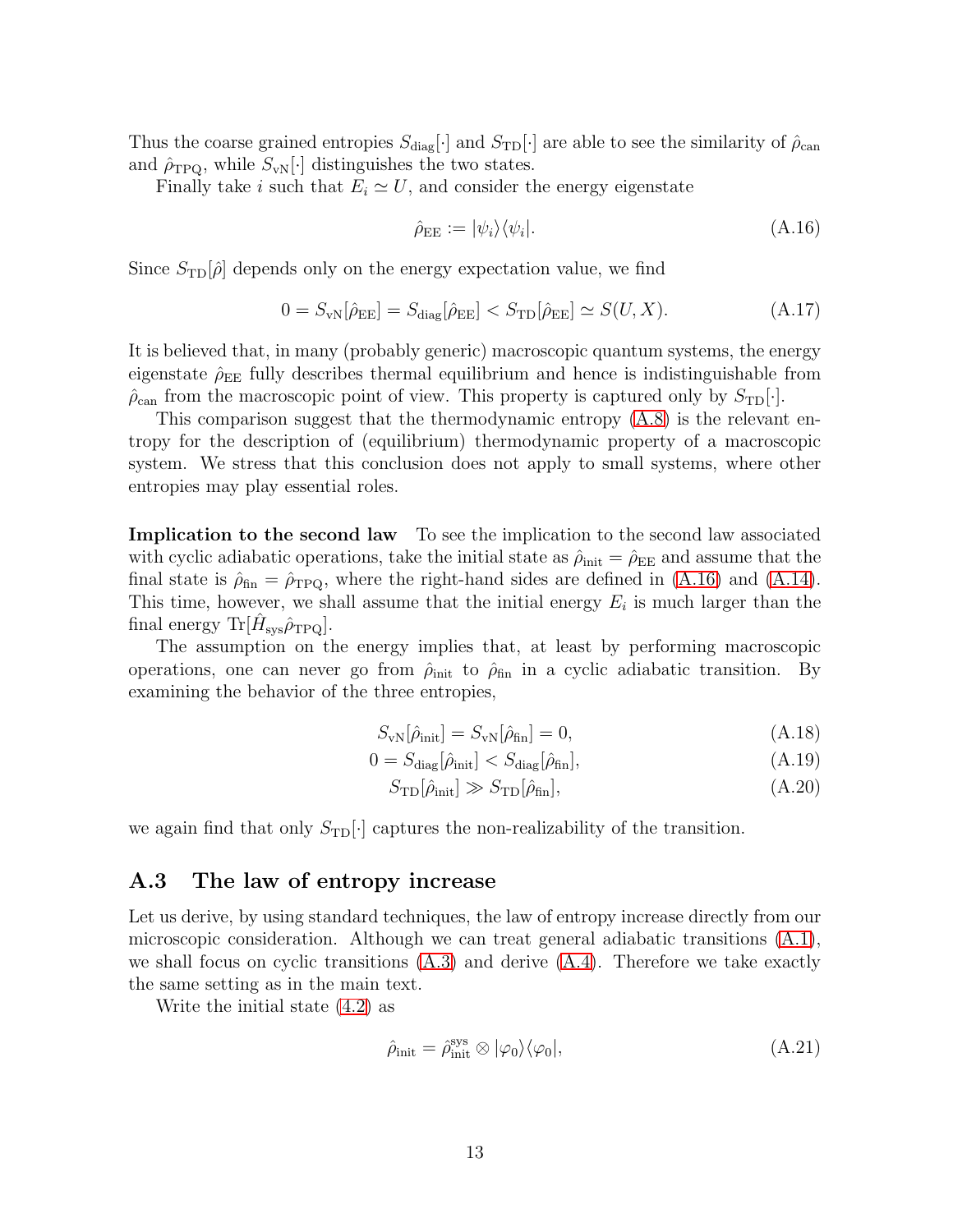Thus the coarse grained entropies $S_{\mathrm{diag}}[\cdot]$ and $S_{\mathrm{TD}}[\cdot]$ are able to see the similarity of $\hat{\rho}_{\mathrm{can}}$ and $\hat{\rho}_{\mathrm{TPQ}}$, while $S_{\mathrm{vN}}[\cdot]$ distinguishes the two states.

Finally take $i$ such that $E_i \simeq U$, and consider the energy eigenstate

$$\hat{\rho}_{\mathrm{EE}} := |\psi_i\rangle\langle\psi_i|. \tag{A.16}$$

Since $S_{\mathrm{TD}}[\hat{\rho}]$ depends only on the energy expectation value, we find

$$0 = S_{\mathrm{vN}}[\hat{\rho}_{\mathrm{EE}}] = S_{\mathrm{diag}}[\hat{\rho}_{\mathrm{EE}}] < S_{\mathrm{TD}}[\hat{\rho}_{\mathrm{EE}}] \simeq S(U, X). \tag{A.17}$$

It is believed that, in many (probably generic) macroscopic quantum systems, the energy eigenstate $\hat{\rho}_{\mathrm{EE}}$ fully describes thermal equilibrium and hence is indistinguishable from $\hat{\rho}_{\mathrm{can}}$ from the macroscopic point of view. This property is captured only by $S_{\mathrm{TD}}[\cdot]$.

This comparison suggest that the thermodynamic entropy (A.8) is the relevant entropy for the description of (equilibrium) thermodynamic property of a macroscopic system. We stress that this conclusion does not apply to small systems, where other entropies may play essential roles.

**Implication to the second law** To see the implication to the second law associated with cyclic adiabatic operations, take the initial state as $\hat{\rho}_{\mathrm{init}} = \hat{\rho}_{\mathrm{EE}}$ and assume that the final state is $\hat{\rho}_{\mathrm{fin}} = \hat{\rho}_{\mathrm{TPQ}}$, where the right-hand sides are defined in (A.16) and (A.14). This time, however, we shall assume that the initial energy $E_i$ is much larger than the final energy $\mathrm{Tr}[\hat{H}_{\mathrm{sys}}\hat{\rho}_{\mathrm{TPQ}}]$.

The assumption on the energy implies that, at least by performing macroscopic operations, one can never go from $\hat{\rho}_{\mathrm{init}}$ to $\hat{\rho}_{\mathrm{fin}}$ in a cyclic adiabatic transition. By examining the behavior of the three entropies,

$$S_{\mathrm{vN}}[\hat{\rho}_{\mathrm{init}}] = S_{\mathrm{vN}}[\hat{\rho}_{\mathrm{fin}}] = 0, \tag{A.18}$$

$$0 = S_{\mathrm{diag}}[\hat{\rho}_{\mathrm{init}}] < S_{\mathrm{diag}}[\hat{\rho}_{\mathrm{fin}}], \tag{A.19}$$

$$S_{\mathrm{TD}}[\hat{\rho}_{\mathrm{init}}] \gg S_{\mathrm{TD}}[\hat{\rho}_{\mathrm{fin}}], \tag{A.20}$$

we again find that only $S_{\mathrm{TD}}[\cdot]$ captures the non-realizability of the transition.

## A.3 The law of entropy increase

Let us derive, by using standard techniques, the law of entropy increase directly from our microscopic consideration. Although we can treat general adiabatic transitions (A.1), we shall focus on cyclic transitions (A.3) and derive (A.4). Therefore we take exactly the same setting as in the main text.

Write the initial state (4.2) as

$$\hat{\rho}_{\mathrm{init}} = \hat{\rho}^{\mathrm{sys}}_{\mathrm{init}} \otimes |\varphi_0\rangle\langle\varphi_0|, \tag{A.21}$$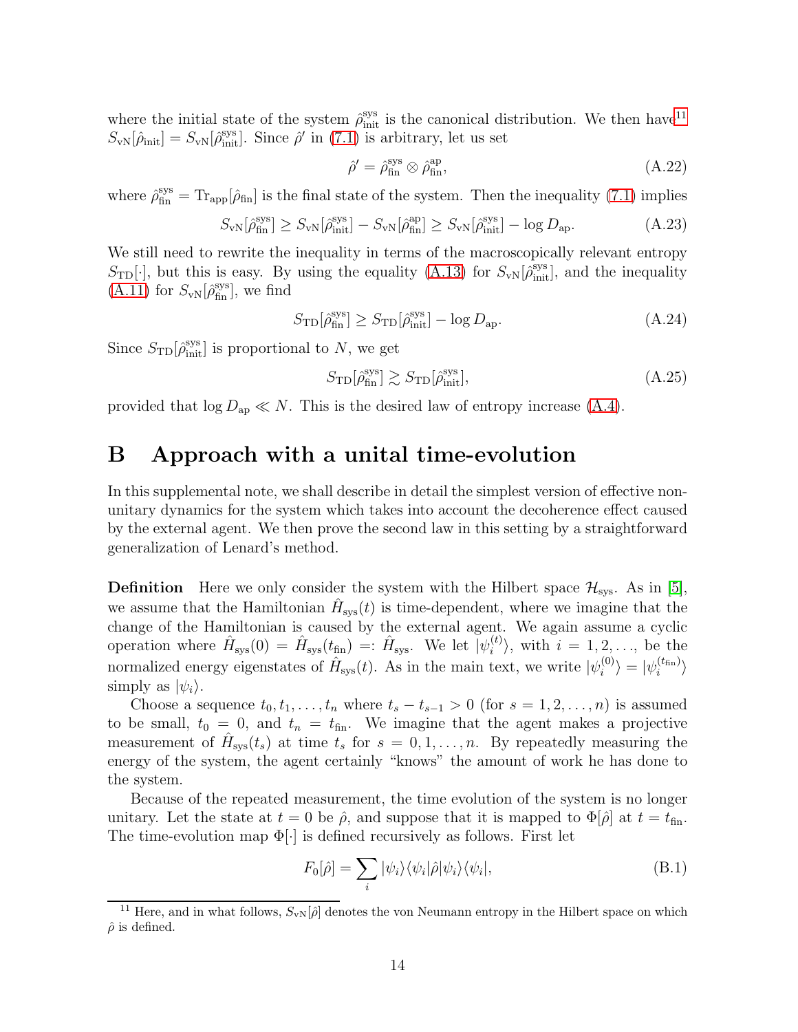where the initial state of the system $\hat{\rho}^{\rm sys}_{\rm init}$ is the canonical distribution. We then have[11] $S_{\rm vN}[\hat{\rho}_{\rm init}] = S_{\rm vN}[\hat{\rho}^{\rm sys}_{\rm init}]$. Since $\hat{\rho}'$ in (7.1) is arbitrary, let us set

$$\hat{\rho}' = \hat{\rho}^{\rm sys}_{\rm fin} \otimes \hat{\rho}^{\rm ap}_{\rm fin}, \tag{A.22}$$

where $\hat{\rho}^{\rm sys}_{\rm fin} = \mathrm{Tr}_{\rm app}[\hat{\rho}_{\rm fin}]$ is the final state of the system. Then the inequality (7.1) implies

$$S_{\rm vN}[\hat{\rho}^{\rm sys}_{\rm fin}] \geq S_{\rm vN}[\hat{\rho}^{\rm sys}_{\rm init}] - S_{\rm vN}[\hat{\rho}^{\rm ap}_{\rm fin}] \geq S_{\rm vN}[\hat{\rho}^{\rm sys}_{\rm init}] - \log D_{\rm ap}. \tag{A.23}$$

We still need to rewrite the inequality in terms of the macroscopically relevant entropy $S_{\rm TD}[\cdot]$, but this is easy. By using the equality (A.13) for $S_{\rm vN}[\hat{\rho}^{\rm sys}_{\rm init}]$, and the inequality (A.11) for $S_{\rm vN}[\hat{\rho}^{\rm sys}_{\rm fin}]$, we find

$$S_{\rm TD}[\hat{\rho}^{\rm sys}_{\rm fin}] \geq S_{\rm TD}[\hat{\rho}^{\rm sys}_{\rm init}] - \log D_{\rm ap}. \tag{A.24}$$

Since $S_{\rm TD}[\hat{\rho}^{\rm sys}_{\rm init}]$ is proportional to $N$, we get

$$S_{\rm TD}[\hat{\rho}^{\rm sys}_{\rm fin}] \gtrsim S_{\rm TD}[\hat{\rho}^{\rm sys}_{\rm init}], \tag{A.25}$$

provided that $\log D_{\rm ap} \ll N$. This is the desired law of entropy increase (A.4).

# B Approach with a unital time-evolution

In this supplemental note, we shall describe in detail the simplest version of effective non-unitary dynamics for the system which takes into account the decoherence effect caused by the external agent. We then prove the second law in this setting by a straightforward generalization of Lenard's method.

**Definition** Here we only consider the system with the Hilbert space $\mathcal{H}_{\rm sys}$. As in [5], we assume that the Hamiltonian $\hat{H}_{\rm sys}(t)$ is time-dependent, where we imagine that the change of the Hamiltonian is caused by the external agent. We again assume a cyclic operation where $\hat{H}_{\rm sys}(0) = \hat{H}_{\rm sys}(t_{\rm fin}) =: \hat{H}_{\rm sys}$. We let $|\psi^{(t)}_i\rangle$, with $i = 1, 2, \ldots$, be the normalized energy eigenstates of $\hat{H}_{\rm sys}(t)$. As in the main text, we write $|\psi^{(0)}_i\rangle = |\psi^{(t_{\rm fin})}_i\rangle$ simply as $|\psi_i\rangle$.

Choose a sequence $t_0, t_1, \ldots, t_n$ where $t_s - t_{s-1} > 0$ (for $s = 1, 2, \ldots, n$) is assumed to be small, $t_0 = 0$, and $t_n = t_{\rm fin}$. We imagine that the agent makes a projective measurement of $\hat{H}_{\rm sys}(t_s)$ at time $t_s$ for $s = 0, 1, \ldots, n$. By repeatedly measuring the energy of the system, the agent certainly "knows" the amount of work he has done to the system.

Because of the repeated measurement, the time evolution of the system is no longer unitary. Let the state at $t = 0$ be $\hat{\rho}$, and suppose that it is mapped to $\Phi[\hat{\rho}]$ at $t = t_{\rm fin}$. The time-evolution map $\Phi[\cdot]$ is defined recursively as follows. First let

$$F_0[\hat{\rho}] = \sum_i |\psi_i\rangle\langle\psi_i|\hat{\rho}|\psi_i\rangle\langle\psi_i|, \tag{B.1}$$

[11] Here, and in what follows, $S_{\rm vN}[\hat{\rho}]$ denotes the von Neumann entropy in the Hilbert space on which $\hat{\rho}$ is defined.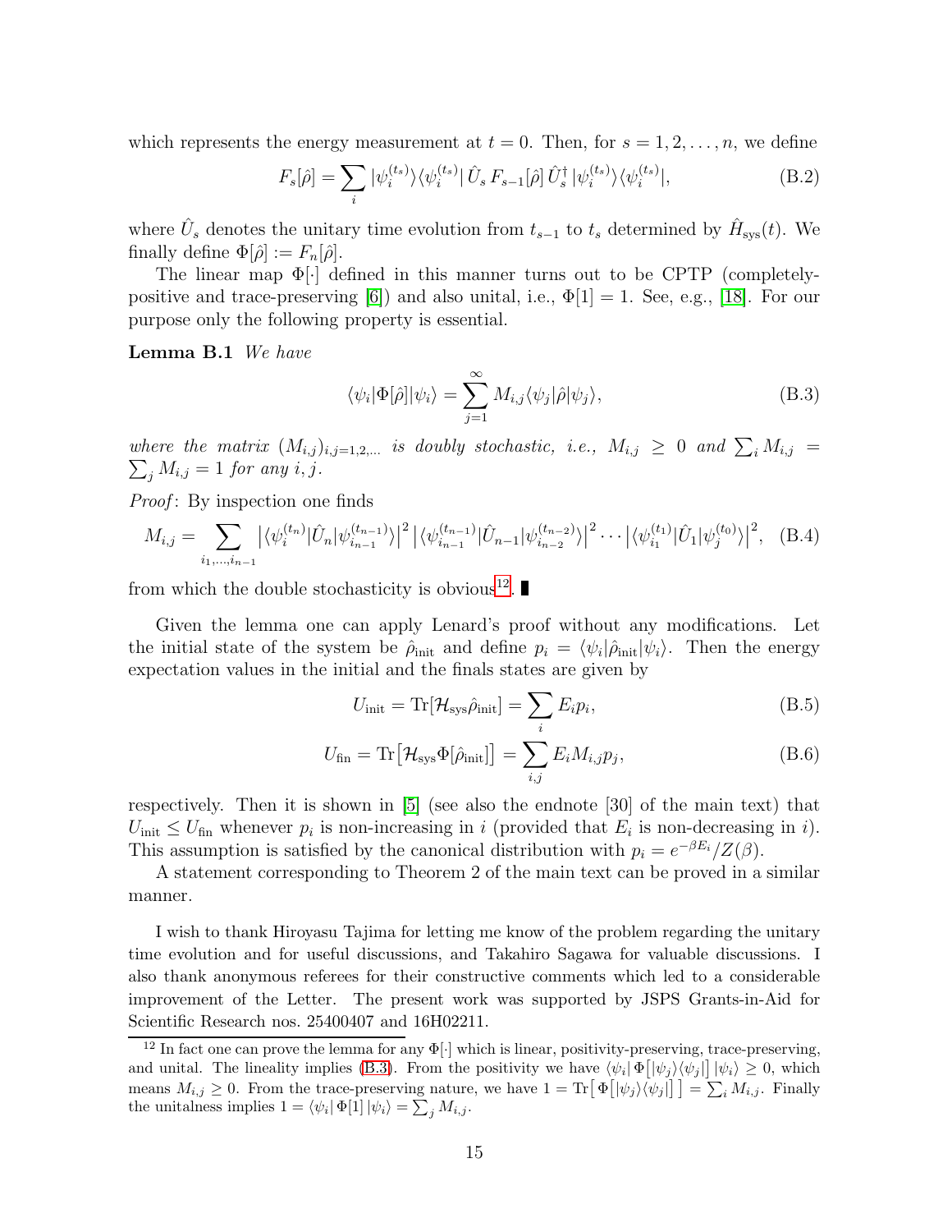which represents the energy measurement at $t = 0$. Then, for $s = 1, 2, \ldots, n$, we define

$$F_s[\hat{\rho}] = \sum_i |\psi_i^{(t_s)}\rangle\langle\psi_i^{(t_s)}|\, \hat{U}_s\, F_{s-1}[\hat{\rho}]\, \hat{U}_s^\dagger\, |\psi_i^{(t_s)}\rangle\langle\psi_i^{(t_s)}|, \tag{B.2}$$

where $\hat{U}_s$ denotes the unitary time evolution from $t_{s-1}$ to $t_s$ determined by $\hat{H}_{\mathrm{sys}}(t)$. We finally define $\Phi[\hat{\rho}] := F_n[\hat{\rho}]$.

The linear map $\Phi[\cdot]$ defined in this manner turns out to be CPTP (completely-positive and trace-preserving [6]) and also unital, i.e., $\Phi[1] = 1$. See, e.g., [18]. For our purpose only the following property is essential.

**Lemma B.1** *We have*

$$\langle\psi_i|\Phi[\hat{\rho}]|\psi_i\rangle = \sum_{j=1}^{\infty} M_{i,j}\langle\psi_j|\hat{\rho}|\psi_j\rangle, \tag{B.3}$$

*where the matrix* $(M_{i,j})_{i,j=1,2,\ldots}$ *is doubly stochastic, i.e.,* $M_{i,j} \geq 0$ *and* $\sum_i M_{i,j} = \sum_j M_{i,j} = 1$ *for any* $i, j$.

*Proof*: By inspection one finds

$$M_{i,j} = \sum_{i_1,\ldots,i_{n-1}} \left|\langle\psi_i^{(t_n)}|\hat{U}_n|\psi_{i_{n-1}}^{(t_{n-1})}\rangle\right|^2 \left|\langle\psi_{i_{n-1}}^{(t_{n-1})}|\hat{U}_{n-1}|\psi_{i_{n-2}}^{(t_{n-2})}\rangle\right|^2 \cdots \left|\langle\psi_{i_1}^{(t_1)}|\hat{U}_1|\psi_j^{(t_0)}\rangle\right|^2, \tag{B.4}$$

from which the double stochasticity is obvious[12]. ∎

Given the lemma one can apply Lenard's proof without any modifications. Let the initial state of the system be $\hat{\rho}_{\mathrm{init}}$ and define $p_i = \langle\psi_i|\hat{\rho}_{\mathrm{init}}|\psi_i\rangle$. Then the energy expectation values in the initial and the finals states are given by

$$U_{\mathrm{init}} = \mathrm{Tr}[\mathcal{H}_{\mathrm{sys}}\hat{\rho}_{\mathrm{init}}] = \sum_i E_i p_i, \tag{B.5}$$

$$U_{\mathrm{fin}} = \mathrm{Tr}\big[\mathcal{H}_{\mathrm{sys}}\Phi[\hat{\rho}_{\mathrm{init}}]\big] = \sum_{i,j} E_i M_{i,j} p_j, \tag{B.6}$$

respectively. Then it is shown in [5] (see also the endnote [30] of the main text) that $U_{\mathrm{init}} \leq U_{\mathrm{fin}}$ whenever $p_i$ is non-increasing in $i$ (provided that $E_i$ is non-decreasing in $i$). This assumption is satisfied by the canonical distribution with $p_i = e^{-\beta E_i}/Z(\beta)$.

A statement corresponding to Theorem 2 of the main text can be proved in a similar manner.

I wish to thank Hiroyasu Tajima for letting me know of the problem regarding the unitary time evolution and for useful discussions, and Takahiro Sagawa for valuable discussions. I also thank anonymous referees for their constructive comments which led to a considerable improvement of the Letter. The present work was supported by JSPS Grants-in-Aid for Scientific Research nos. 25400407 and 16H02211.

[12] In fact one can prove the lemma for any $\Phi[\cdot]$ which is linear, positivity-preserving, trace-preserving, and unital. The lineality implies (B.3). From the positivity we have $\langle\psi_i|\,\Phi\big[|\psi_j\rangle\langle\psi_j|\big]\,|\psi_i\rangle \geq 0$, which means $M_{i,j} \geq 0$. From the trace-preserving nature, we have $1 = \mathrm{Tr}\big[\,\Phi\big[|\psi_j\rangle\langle\psi_j|\big]\,\big] = \sum_i M_{i,j}$. Finally the unitalness implies $1 = \langle\psi_i|\,\Phi[1]\,|\psi_i\rangle = \sum_j M_{i,j}$.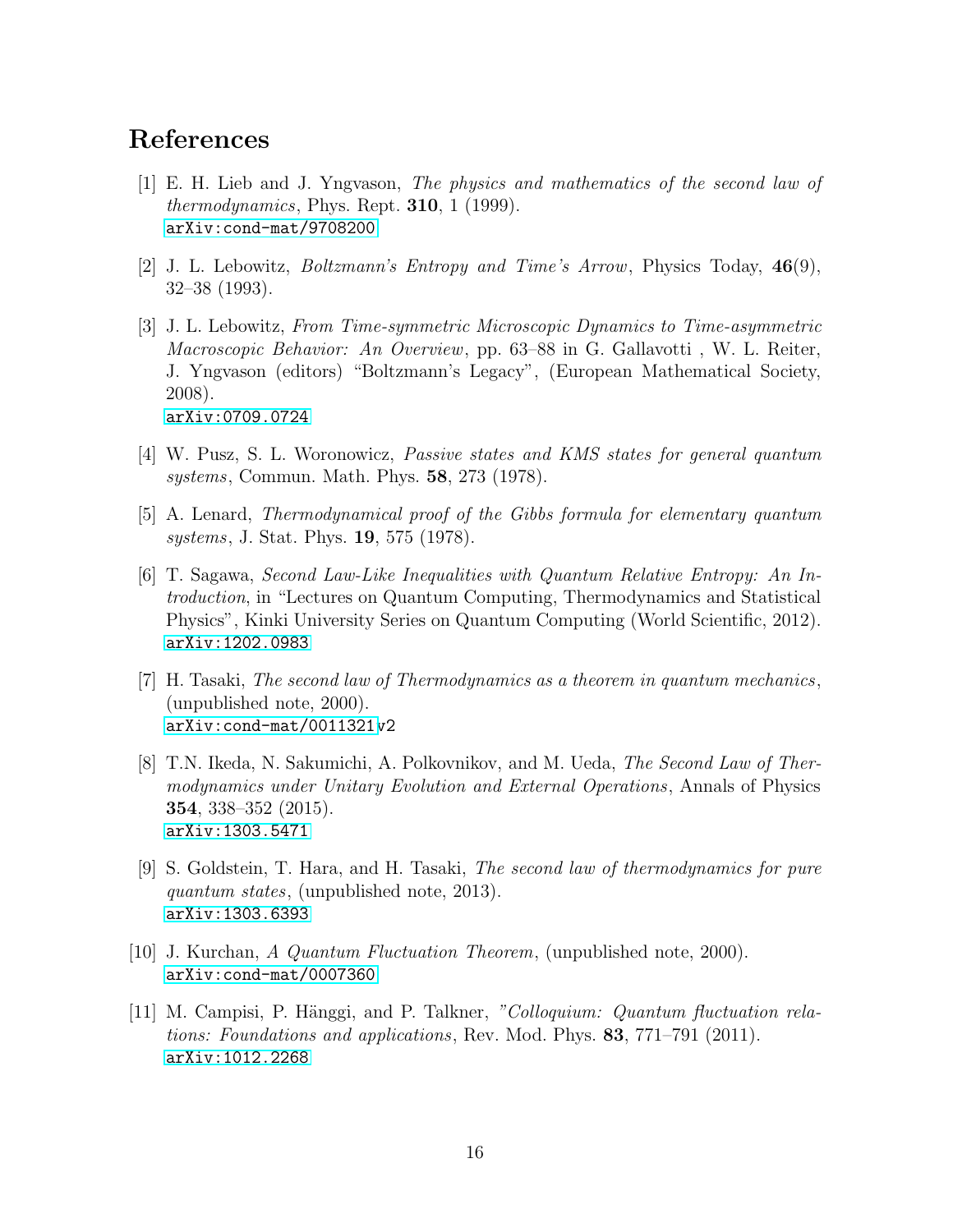## References

[1] E. H. Lieb and J. Yngvason, *The physics and mathematics of the second law of thermodynamics*, Phys. Rept. **310**, 1 (1999).
arXiv:cond-mat/9708200

[2] J. L. Lebowitz, *Boltzmann's Entropy and Time's Arrow*, Physics Today, **46**(9), 32–38 (1993).

[3] J. L. Lebowitz, *From Time-symmetric Microscopic Dynamics to Time-asymmetric Macroscopic Behavior: An Overview*, pp. 63–88 in G. Gallavotti , W. L. Reiter, J. Yngvason (editors) "Boltzmann's Legacy", (European Mathematical Society, 2008).
arXiv:0709.0724

[4] W. Pusz, S. L. Woronowicz, *Passive states and KMS states for general quantum systems*, Commun. Math. Phys. **58**, 273 (1978).

[5] A. Lenard, *Thermodynamical proof of the Gibbs formula for elementary quantum systems*, J. Stat. Phys. **19**, 575 (1978).

[6] T. Sagawa, *Second Law-Like Inequalities with Quantum Relative Entropy: An Introduction*, in "Lectures on Quantum Computing, Thermodynamics and Statistical Physics", Kinki University Series on Quantum Computing (World Scientific, 2012).
arXiv:1202.0983

[7] H. Tasaki, *The second law of Thermodynamics as a theorem in quantum mechanics*, (unpublished note, 2000).
arXiv:cond-mat/0011321v2

[8] T.N. Ikeda, N. Sakumichi, A. Polkovnikov, and M. Ueda, *The Second Law of Thermodynamics under Unitary Evolution and External Operations*, Annals of Physics **354**, 338–352 (2015).
arXiv:1303.5471

[9] S. Goldstein, T. Hara, and H. Tasaki, *The second law of thermodynamics for pure quantum states*, (unpublished note, 2013).
arXiv:1303.6393

[10] J. Kurchan, *A Quantum Fluctuation Theorem*, (unpublished note, 2000).
arXiv:cond-mat/0007360

[11] M. Campisi, P. Hänggi, and P. Talkner, *"Colloquium: Quantum fluctuation relations: Foundations and applications*, Rev. Mod. Phys. **83**, 771–791 (2011).
arXiv:1012.2268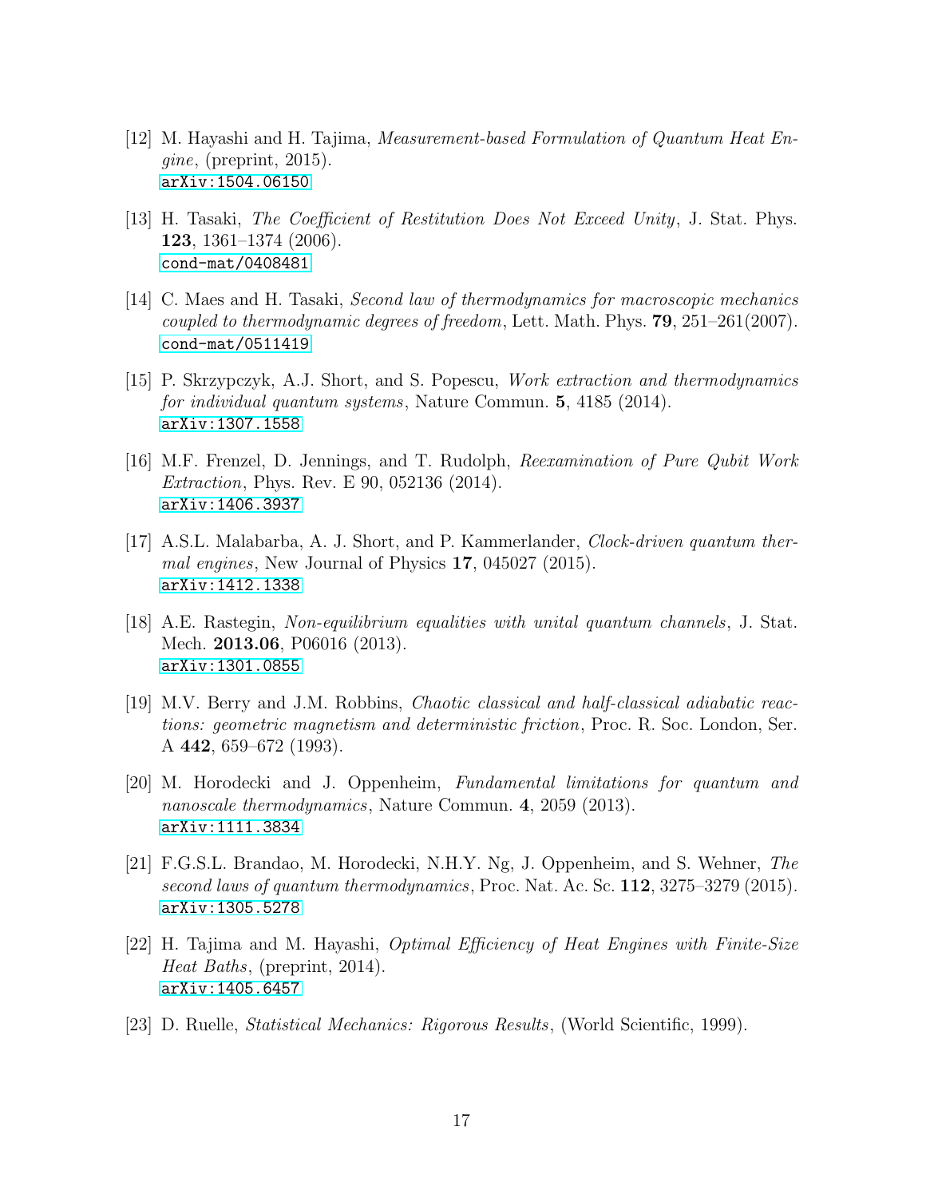[12] M. Hayashi and H. Tajima, *Measurement-based Formulation of Quantum Heat Engine*, (preprint, 2015).
`arXiv:1504.06150`

[13] H. Tasaki, *The Coefficient of Restitution Does Not Exceed Unity*, J. Stat. Phys. **123**, 1361–1374 (2006).
`cond-mat/0408481`

[14] C. Maes and H. Tasaki, *Second law of thermodynamics for macroscopic mechanics coupled to thermodynamic degrees of freedom*, Lett. Math. Phys. **79**, 251–261(2007).
`cond-mat/0511419`

[15] P. Skrzypczyk, A.J. Short, and S. Popescu, *Work extraction and thermodynamics for individual quantum systems*, Nature Commun. **5**, 4185 (2014).
`arXiv:1307.1558`

[16] M.F. Frenzel, D. Jennings, and T. Rudolph, *Reexamination of Pure Qubit Work Extraction*, Phys. Rev. E 90, 052136 (2014).
`arXiv:1406.3937`

[17] A.S.L. Malabarba, A. J. Short, and P. Kammerlander, *Clock-driven quantum thermal engines*, New Journal of Physics **17**, 045027 (2015).
`arXiv:1412.1338`

[18] A.E. Rastegin, *Non-equilibrium equalities with unital quantum channels*, J. Stat. Mech. **2013.06**, P06016 (2013).
`arXiv:1301.0855`

[19] M.V. Berry and J.M. Robbins, *Chaotic classical and half-classical adiabatic reactions: geometric magnetism and deterministic friction*, Proc. R. Soc. London, Ser. A **442**, 659–672 (1993).

[20] M. Horodecki and J. Oppenheim, *Fundamental limitations for quantum and nanoscale thermodynamics*, Nature Commun. **4**, 2059 (2013).
`arXiv:1111.3834`

[21] F.G.S.L. Brandao, M. Horodecki, N.H.Y. Ng, J. Oppenheim, and S. Wehner, *The second laws of quantum thermodynamics*, Proc. Nat. Ac. Sc. **112**, 3275–3279 (2015).
`arXiv:1305.5278`

[22] H. Tajima and M. Hayashi, *Optimal Efficiency of Heat Engines with Finite-Size Heat Baths*, (preprint, 2014).
`arXiv:1405.6457`

[23] D. Ruelle, *Statistical Mechanics: Rigorous Results*, (World Scientific, 1999).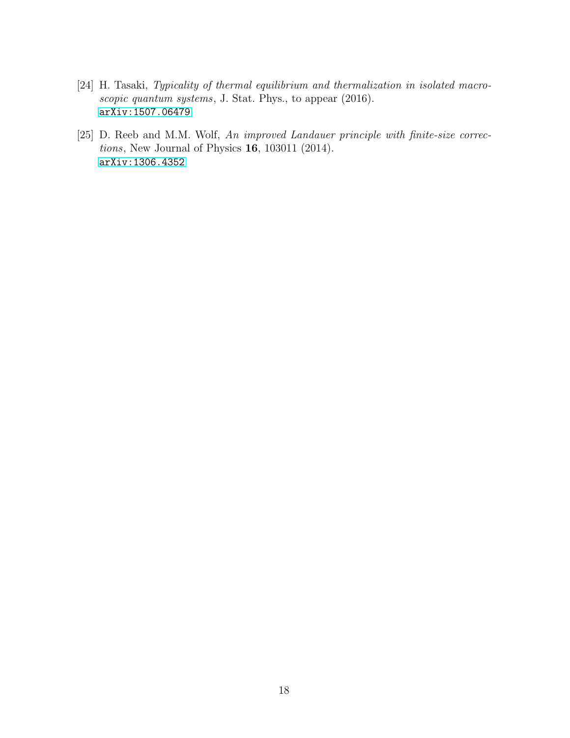[24] H. Tasaki, *Typicality of thermal equilibrium and thermalization in isolated macroscopic quantum systems*, J. Stat. Phys., to appear (2016).
arXiv:1507.06479

[25] D. Reeb and M.M. Wolf, *An improved Landauer principle with finite-size corrections*, New Journal of Physics **16**, 103011 (2014).
arXiv:1306.4352